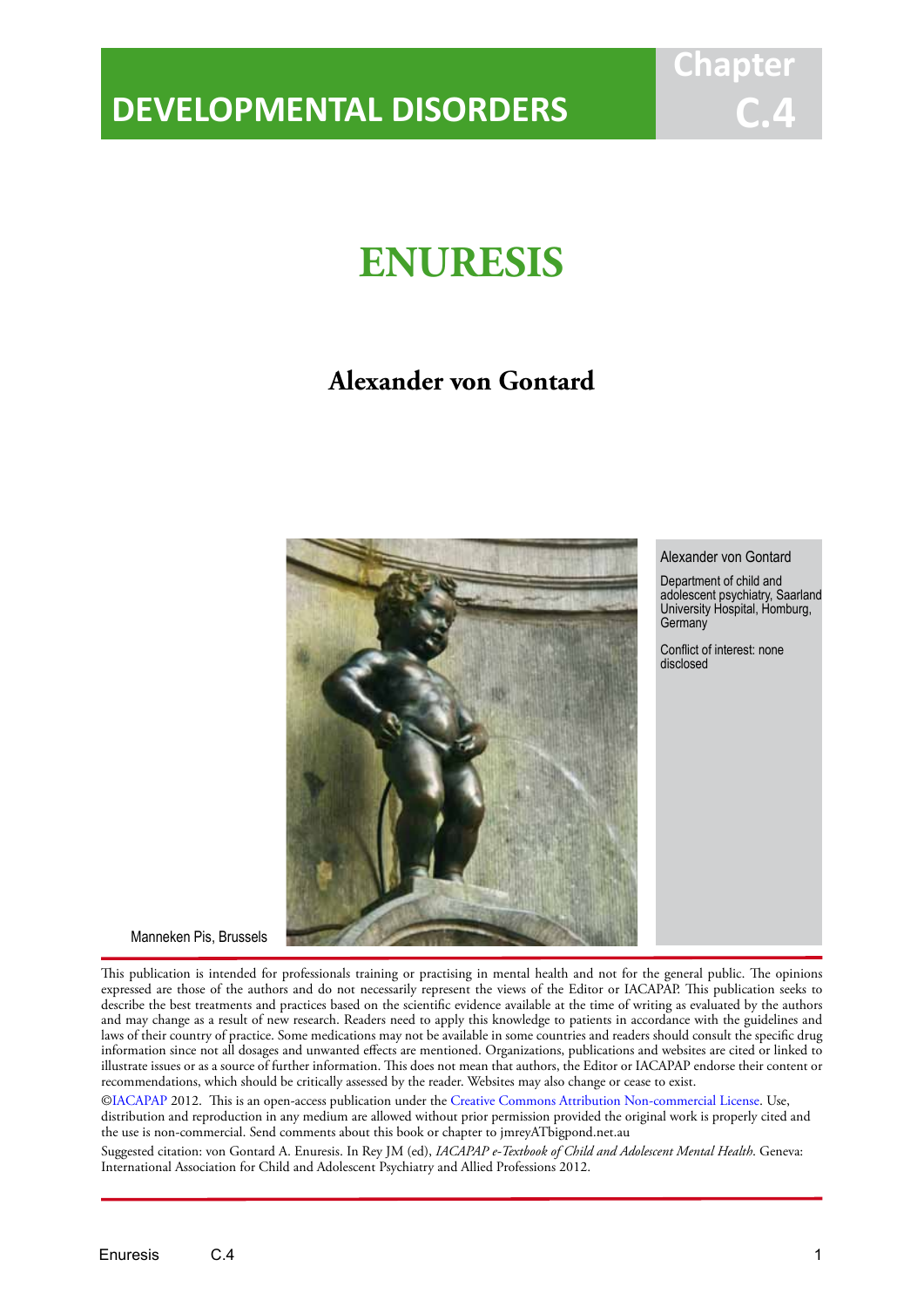DEVELOPMENTAL DISORDERS

Chapter C.4

# ENURESIS

## Alexander von Gontard

Manneken Pis, Brussels

Alexander von Gontard

Department of child and adolescent psychiatry, Saarland University Hospital, Homburg, Germany

Conflict of interest: none disclosed

This publication is intended for professionals training or practising in mental health and not for the general public. The opinions expressed are those of the authors and do not necessarily represent the views of the Editor or IACAPAP. This publication seeks to describe the best treatments and practices based on the scientific evidence available at the time of writing as evaluated by the authors and may change as a result of new research. Readers need to apply this knowledge to patients in accordance with the guidelines and laws of their country of practice. Some medications may not be available in some countries and readers should consult the specific drug information since not all dosages and unwanted effects are mentioned. Organizations, publications and websites are cited or linked to illustrate issues or as a source of further information. This does not mean that authors, the Editor or IACAPAP endorse their content or recommendations, which should be critically assessed by the reader. Websites may also change or cease to exist.

©IACAPAP 2012. This is an open-access publication under the Creative Commons Attribution Non-commercial License. Use, distribution and reproduction in any medium are allowed without prior permission provided the original work is properly cited and the use is non-commercial. Send comments about this book or chapter to jmreyATbigpond.net.au

Suggested citation: von Gontard A. Enuresis. In Rey JM (ed), *IACAPAP e-Textbook of Child and Adolescent Mental Health*. Geneva: International Association for Child and Adolescent Psychiatry and Allied Professions 2012.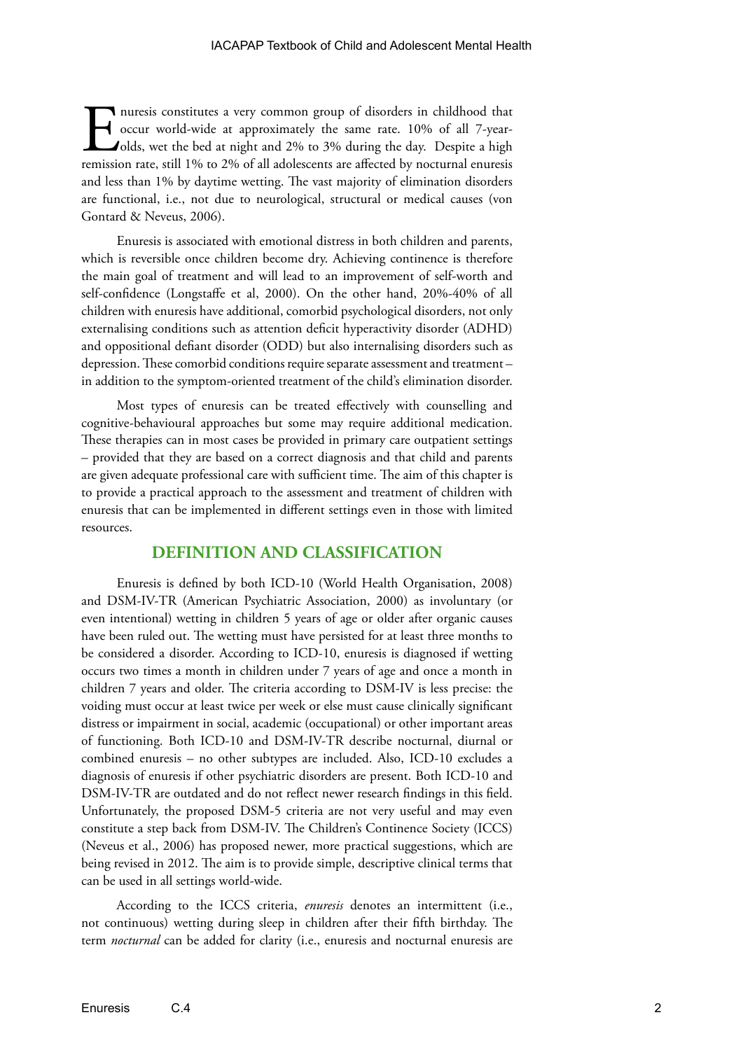Enuresis constitutes a very common group of disorders in childhood that occur world-wide at approximately the same rate. 10% of all 7-year-olds, wet the bed at night and 2% to 3% during the day. Despite a high remission rate, still 1% to 2% of all adolescents are affected by nocturnal enuresis and less than 1% by daytime wetting. The vast majority of elimination disorders are functional, i.e., not due to neurological, structural or medical causes (von Gontard & Neveus, 2006).

Enuresis is associated with emotional distress in both children and parents, which is reversible once children become dry. Achieving continence is therefore the main goal of treatment and will lead to an improvement of self-worth and self-confidence (Longstaffe et al, 2000). On the other hand, 20%-40% of all children with enuresis have additional, comorbid psychological disorders, not only externalising conditions such as attention deficit hyperactivity disorder (ADHD) and oppositional defiant disorder (ODD) but also internalising disorders such as depression. These comorbid conditions require separate assessment and treatment – in addition to the symptom-oriented treatment of the child's elimination disorder.

Most types of enuresis can be treated effectively with counselling and cognitive-behavioural approaches but some may require additional medication. These therapies can in most cases be provided in primary care outpatient settings – provided that they are based on a correct diagnosis and that child and parents are given adequate professional care with sufficient time. The aim of this chapter is to provide a practical approach to the assessment and treatment of children with enuresis that can be implemented in different settings even in those with limited resources.

## DEFINITION AND CLASSIFICATION

Enuresis is defined by both ICD-10 (World Health Organisation, 2008) and DSM-IV-TR (American Psychiatric Association, 2000) as involuntary (or even intentional) wetting in children 5 years of age or older after organic causes have been ruled out. The wetting must have persisted for at least three months to be considered a disorder. According to ICD-10, enuresis is diagnosed if wetting occurs two times a month in children under 7 years of age and once a month in children 7 years and older. The criteria according to DSM-IV is less precise: the voiding must occur at least twice per week or else must cause clinically significant distress or impairment in social, academic (occupational) or other important areas of functioning. Both ICD-10 and DSM-IV-TR describe nocturnal, diurnal or combined enuresis – no other subtypes are included. Also, ICD-10 excludes a diagnosis of enuresis if other psychiatric disorders are present. Both ICD-10 and DSM-IV-TR are outdated and do not reflect newer research findings in this field. Unfortunately, the proposed DSM-5 criteria are not very useful and may even constitute a step back from DSM-IV. The Children's Continence Society (ICCS) (Neveus et al., 2006) has proposed newer, more practical suggestions, which are being revised in 2012. The aim is to provide simple, descriptive clinical terms that can be used in all settings world-wide.

According to the ICCS criteria, *enuresis* denotes an intermittent (i.e., not continuous) wetting during sleep in children after their fifth birthday. The term *nocturnal* can be added for clarity (i.e., enuresis and nocturnal enuresis are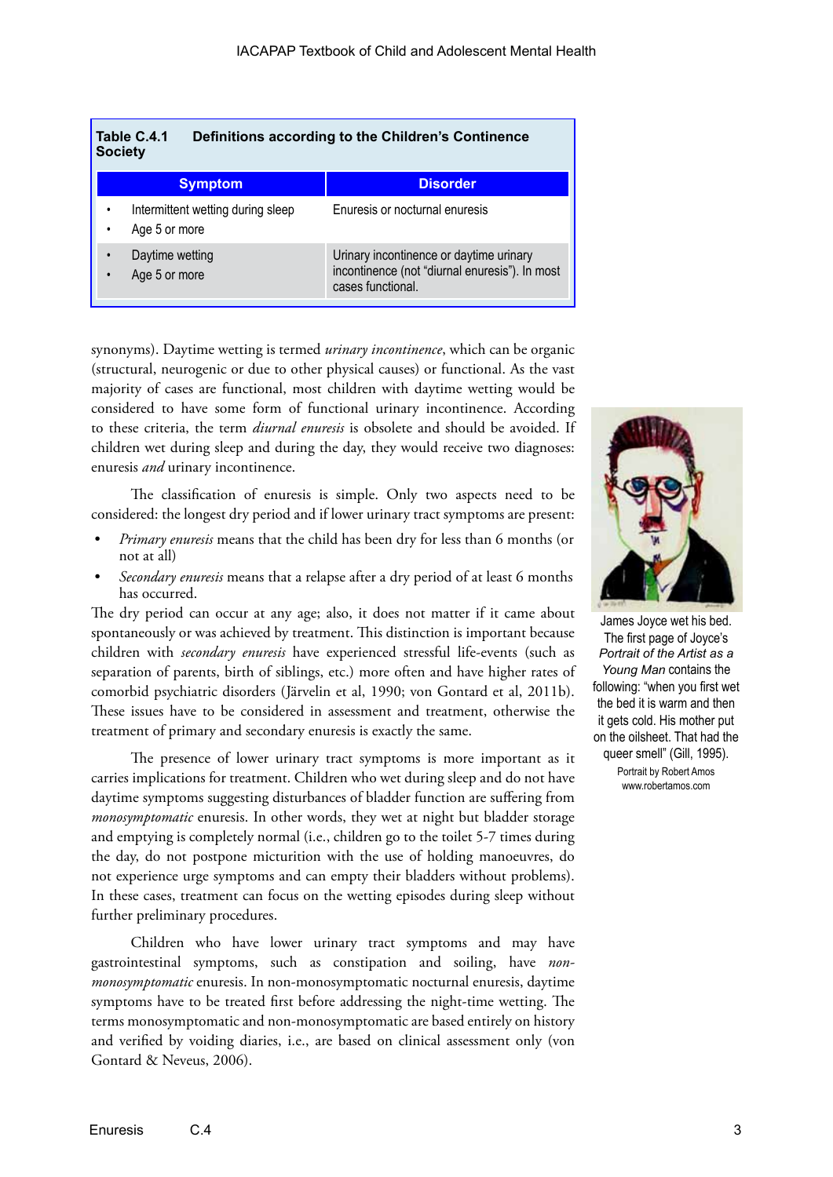**Table C.4.1 Definitions according to the Children's Continence Society**

| Symptom | Disorder |
|---|---|
| • Intermittent wetting during sleep<br>• Age 5 or more | Enuresis or nocturnal enuresis |
| • Daytime wetting<br>• Age 5 or more | Urinary incontinence or daytime urinary incontinence (not "diurnal enuresis"). In most cases functional. |

synonyms). Daytime wetting is termed *urinary incontinence*, which can be organic (structural, neurogenic or due to other physical causes) or functional. As the vast majority of cases are functional, most children with daytime wetting would be considered to have some form of functional urinary incontinence. According to these criteria, the term *diurnal enuresis* is obsolete and should be avoided. If children wet during sleep and during the day, they would receive two diagnoses: enuresis *and* urinary incontinence.

The classification of enuresis is simple. Only two aspects need to be considered: the longest dry period and if lower urinary tract symptoms are present:

- *Primary enuresis* means that the child has been dry for less than 6 months (or not at all)
- *Secondary enuresis* means that a relapse after a dry period of at least 6 months has occurred.

The dry period can occur at any age; also, it does not matter if it came about spontaneously or was achieved by treatment. This distinction is important because children with *secondary enuresis* have experienced stressful life-events (such as separation of parents, birth of siblings, etc.) more often and have higher rates of comorbid psychiatric disorders (Järvelin et al, 1990; von Gontard et al, 2011b). These issues have to be considered in assessment and treatment, otherwise the treatment of primary and secondary enuresis is exactly the same.

The presence of lower urinary tract symptoms is more important as it carries implications for treatment. Children who wet during sleep and do not have daytime symptoms suggesting disturbances of bladder function are suffering from *monosymptomatic* enuresis. In other words, they wet at night but bladder storage and emptying is completely normal (i.e., children go to the toilet 5-7 times during the day, do not postpone micturition with the use of holding manoeuvres, do not experience urge symptoms and can empty their bladders without problems). In these cases, treatment can focus on the wetting episodes during sleep without further preliminary procedures.

Children who have lower urinary tract symptoms and may have gastrointestinal symptoms, such as constipation and soiling, have *non-monosymptomatic* enuresis. In non-monosymptomatic nocturnal enuresis, daytime symptoms have to be treated first before addressing the night-time wetting. The terms monosymptomatic and non-monosymptomatic are based entirely on history and verified by voiding diaries, i.e., are based on clinical assessment only (von Gontard & Neveus, 2006).

James Joyce wet his bed. The first page of Joyce's *Portrait of the Artist as a Young Man* contains the following: "when you first wet the bed it is warm and then it gets cold. His mother put on the oilsheet. That had the queer smell" (Gill, 1995).

Portrait by Robert Amos www.robertamos.com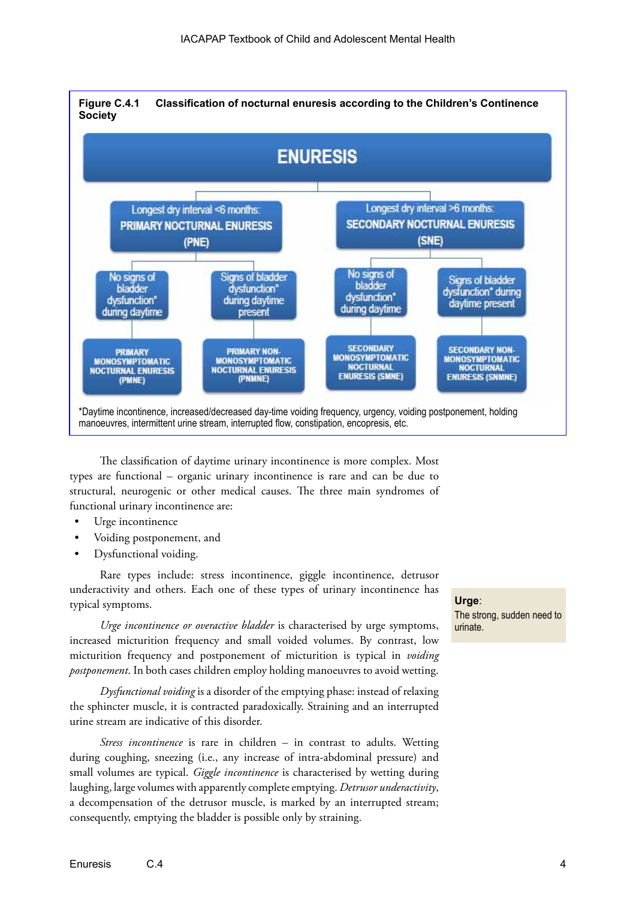**Figure C.4.1 Classification of nocturnal enuresis according to the Children's Continence Society**

ENURESIS

- Longest dry interval <6 months: PRIMARY NOCTURNAL ENURESIS (PNE)
  - No signs of bladder dysfunction* during daytime → PRIMARY MONOSYMPTOMATIC NOCTURNAL ENURESIS (PMNE)
  - Signs of bladder dysfunction* during daytime present → PRIMARY NON-MONOSYMPTOMATIC NOCTURNAL ENURESIS (PNMNE)
- Longest dry interval >6 months: SECONDARY NOCTURNAL ENURESIS (SNE)
  - No signs of bladder dysfunction* during daytime → SECONDARY MONOSYMPTOMATIC NOCTURNAL ENURESIS (SMNE)
  - Signs of bladder dysfunction* during daytime present → SECONDARY NON-MONOSYMPTOMATIC NOCTURNAL ENURESIS (SNMNE)

*Daytime incontinence, increased/decreased day-time voiding frequency, urgency, voiding postponement, holding manoeuvres, intermittent urine stream, interrupted flow, constipation, encopresis, etc.

The classification of daytime urinary incontinence is more complex. Most types are functional – organic urinary incontinence is rare and can be due to structural, neurogenic or other medical causes. The three main syndromes of functional urinary incontinence are:

- Urge incontinence
- Voiding postponement, and
- Dysfunctional voiding.

Rare types include: stress incontinence, giggle incontinence, detrusor underactivity and others. Each one of these types of urinary incontinence has typical symptoms.

> **Urge**: The strong, sudden need to urinate.

*Urge incontinence or overactive bladder* is characterised by urge symptoms, increased micturition frequency and small voided volumes. By contrast, low micturition frequency and postponement of micturition is typical in *voiding postponement*. In both cases children employ holding manoeuvres to avoid wetting.

*Dysfunctional voiding* is a disorder of the emptying phase: instead of relaxing the sphincter muscle, it is contracted paradoxically. Straining and an interrupted urine stream are indicative of this disorder.

*Stress incontinence* is rare in children – in contrast to adults. Wetting during coughing, sneezing (i.e., any increase of intra-abdominal pressure) and small volumes are typical. *Giggle incontinence* is characterised by wetting during laughing, large volumes with apparently complete emptying. *Detrusor underactivity*, a decompensation of the detrusor muscle, is marked by an interrupted stream; consequently, emptying the bladder is possible only by straining.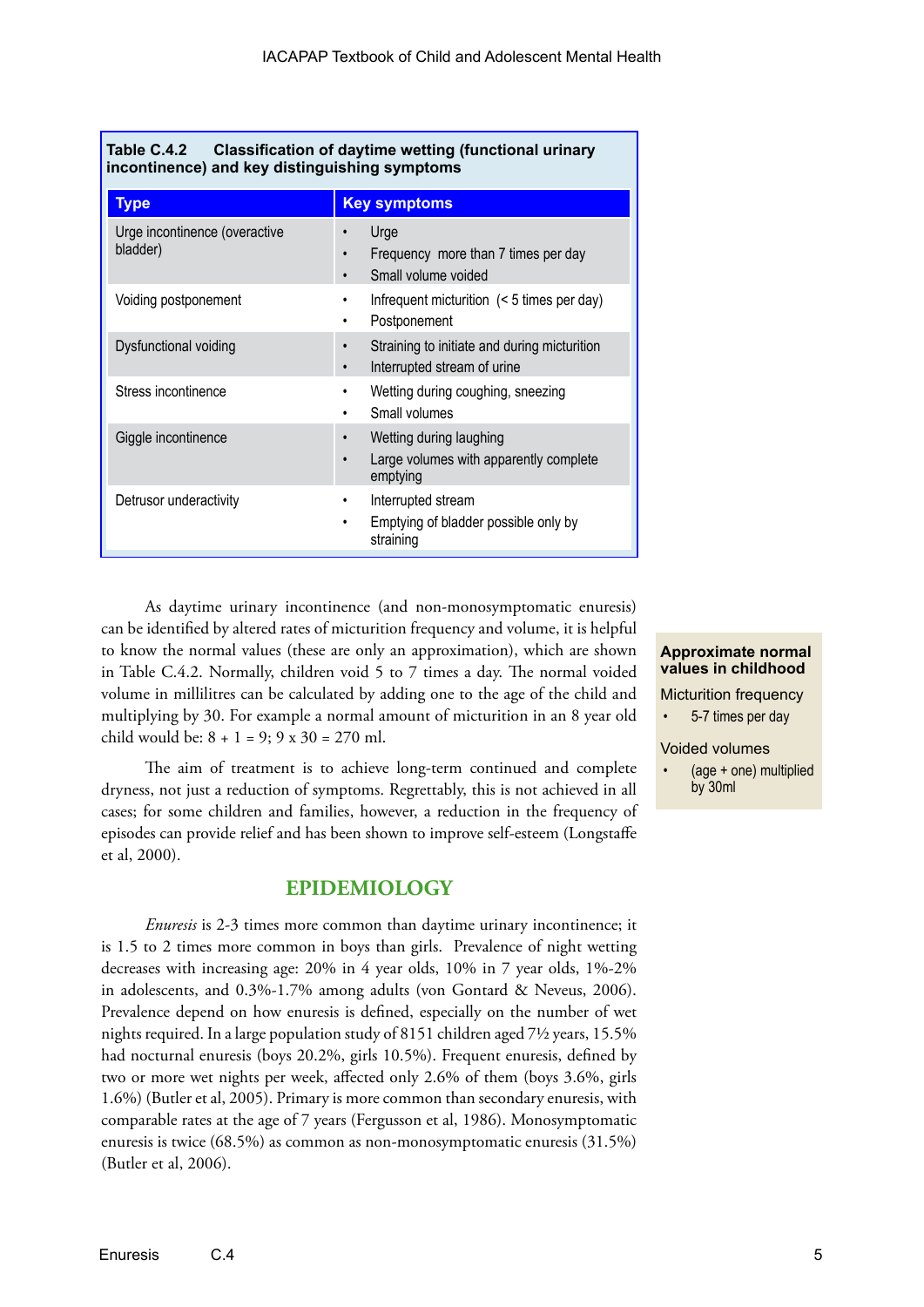**Table C.4.2 Classification of daytime wetting (functional urinary incontinence) and key distinguishing symptoms**

| Type | Key symptoms |
|---|---|
| Urge incontinence (overactive bladder) | • Urge<br>• Frequency more than 7 times per day<br>• Small volume voided |
| Voiding postponement | • Infrequent micturition (< 5 times per day)<br>• Postponement |
| Dysfunctional voiding | • Straining to initiate and during micturition<br>• Interrupted stream of urine |
| Stress incontinence | • Wetting during coughing, sneezing<br>• Small volumes |
| Giggle incontinence | • Wetting during laughing<br>• Large volumes with apparently complete emptying |
| Detrusor underactivity | • Interrupted stream<br>• Emptying of bladder possible only by straining |

As daytime urinary incontinence (and non-monosymptomatic enuresis) can be identified by altered rates of micturition frequency and volume, it is helpful to know the normal values (these are only an approximation), which are shown in Table C.4.2. Normally, children void 5 to 7 times a day. The normal voided volume in millilitres can be calculated by adding one to the age of the child and multiplying by 30. For example a normal amount of micturition in an 8 year old child would be: 8 + 1 = 9; 9 x 30 = 270 ml.

> **Approximate normal values in childhood**
>
> Micturition frequency
> - 5-7 times per day
>
> Voided volumes
> - (age + one) multiplied by 30ml

The aim of treatment is to achieve long-term continued and complete dryness, not just a reduction of symptoms. Regrettably, this is not achieved in all cases; for some children and families, however, a reduction in the frequency of episodes can provide relief and has been shown to improve self-esteem (Longstaffe et al, 2000).

## EPIDEMIOLOGY

*Enuresis* is 2-3 times more common than daytime urinary incontinence; it is 1.5 to 2 times more common in boys than girls. Prevalence of night wetting decreases with increasing age: 20% in 4 year olds, 10% in 7 year olds, 1%-2% in adolescents, and 0.3%-1.7% among adults (von Gontard & Neveus, 2006). Prevalence depend on how enuresis is defined, especially on the number of wet nights required. In a large population study of 8151 children aged 7½ years, 15.5% had nocturnal enuresis (boys 20.2%, girls 10.5%). Frequent enuresis, defined by two or more wet nights per week, affected only 2.6% of them (boys 3.6%, girls 1.6%) (Butler et al, 2005). Primary is more common than secondary enuresis, with comparable rates at the age of 7 years (Fergusson et al, 1986). Monosymptomatic enuresis is twice (68.5%) as common as non-monosymptomatic enuresis (31.5%) (Butler et al, 2006).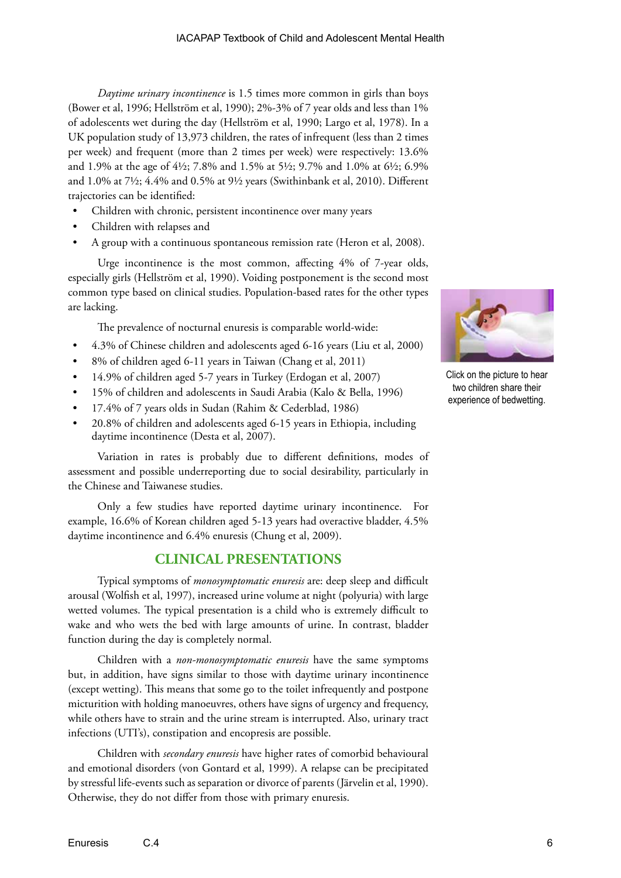*Daytime urinary incontinence* is 1.5 times more common in girls than boys (Bower et al, 1996; Hellström et al, 1990); 2%-3% of 7 year olds and less than 1% of adolescents wet during the day (Hellström et al, 1990; Largo et al, 1978). In a UK population study of 13,973 children, the rates of infrequent (less than 2 times per week) and frequent (more than 2 times per week) were respectively: 13.6% and 1.9% at the age of 4½; 7.8% and 1.5% at 5½; 9.7% and 1.0% at 6½; 6.9% and 1.0% at 7½; 4.4% and 0.5% at 9½ years (Swithinbank et al, 2010). Different trajectories can be identified:

- Children with chronic, persistent incontinence over many years
- Children with relapses and
- A group with a continuous spontaneous remission rate (Heron et al, 2008).

Urge incontinence is the most common, affecting 4% of 7-year olds, especially girls (Hellström et al, 1990). Voiding postponement is the second most common type based on clinical studies. Population-based rates for the other types are lacking.

Click on the picture to hear two children share their experience of bedwetting.

The prevalence of nocturnal enuresis is comparable world-wide:

- 4.3% of Chinese children and adolescents aged 6-16 years (Liu et al, 2000)
- 8% of children aged 6-11 years in Taiwan (Chang et al, 2011)
- 14.9% of children aged 5-7 years in Turkey (Erdogan et al, 2007)
- 15% of children and adolescents in Saudi Arabia (Kalo & Bella, 1996)
- 17.4% of 7 years olds in Sudan (Rahim & Cederblad, 1986)
- 20.8% of children and adolescents aged 6-15 years in Ethiopia, including daytime incontinence (Desta et al, 2007).

Variation in rates is probably due to different definitions, modes of assessment and possible underreporting due to social desirability, particularly in the Chinese and Taiwanese studies.

Only a few studies have reported daytime urinary incontinence. For example, 16.6% of Korean children aged 5-13 years had overactive bladder, 4.5% daytime incontinence and 6.4% enuresis (Chung et al, 2009).

## CLINICAL PRESENTATIONS

Typical symptoms of *monosymptomatic enuresis* are: deep sleep and difficult arousal (Wolfish et al, 1997), increased urine volume at night (polyuria) with large wetted volumes. The typical presentation is a child who is extremely difficult to wake and who wets the bed with large amounts of urine. In contrast, bladder function during the day is completely normal.

Children with a *non-monosymptomatic enuresis* have the same symptoms but, in addition, have signs similar to those with daytime urinary incontinence (except wetting). This means that some go to the toilet infrequently and postpone micturition with holding manoeuvres, others have signs of urgency and frequency, while others have to strain and the urine stream is interrupted. Also, urinary tract infections (UTI's), constipation and encopresis are possible.

Children with *secondary enuresis* have higher rates of comorbid behavioural and emotional disorders (von Gontard et al, 1999). A relapse can be precipitated by stressful life-events such as separation or divorce of parents (Järvelin et al, 1990). Otherwise, they do not differ from those with primary enuresis.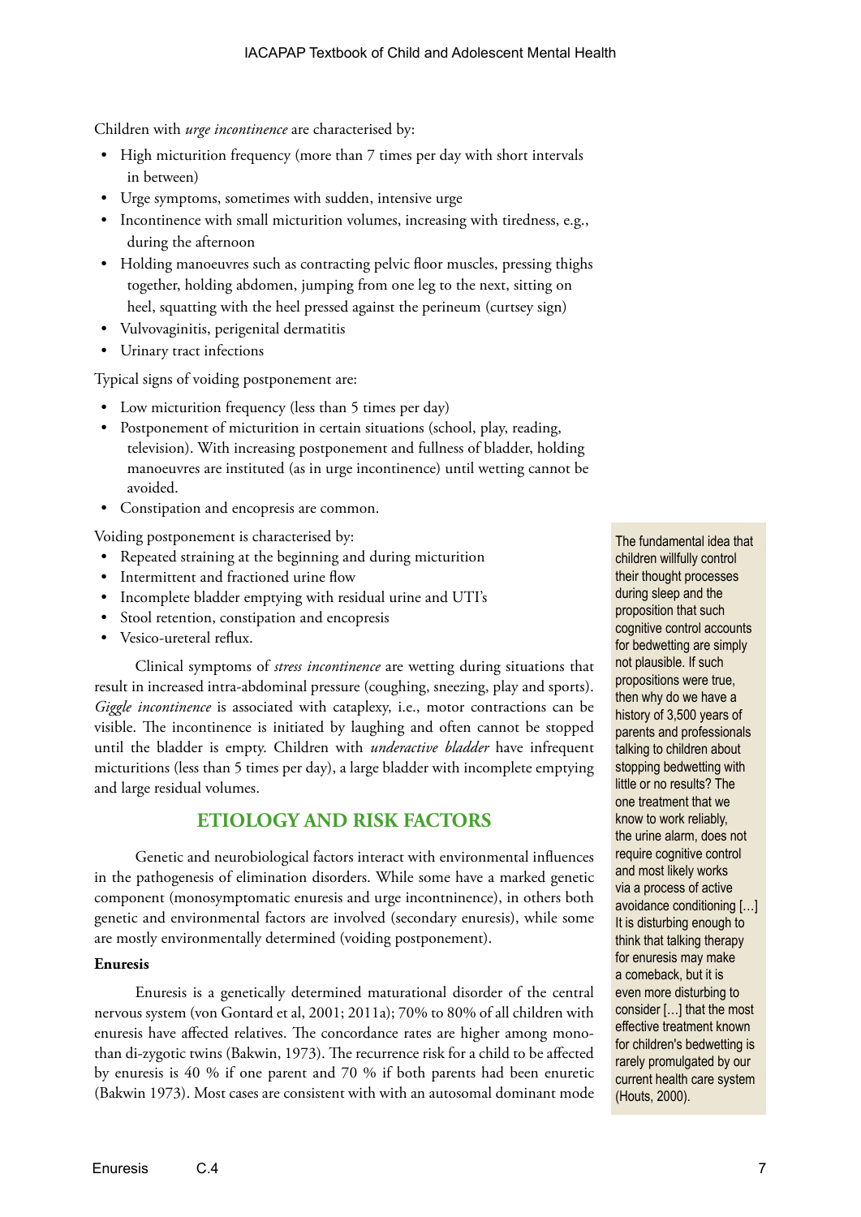Children with *urge incontinence* are characterised by:

- High micturition frequency (more than 7 times per day with short intervals in between)
- Urge symptoms, sometimes with sudden, intensive urge
- Incontinence with small micturition volumes, increasing with tiredness, e.g., during the afternoon
- Holding manoeuvres such as contracting pelvic floor muscles, pressing thighs together, holding abdomen, jumping from one leg to the next, sitting on heel, squatting with the heel pressed against the perineum (curtsey sign)
- Vulvovaginitis, perigenital dermatitis
- Urinary tract infections

Typical signs of voiding postponement are:

- Low micturition frequency (less than 5 times per day)
- Postponement of micturition in certain situations (school, play, reading, television). With increasing postponement and fullness of bladder, holding manoeuvres are instituted (as in urge incontinence) until wetting cannot be avoided.
- Constipation and encopresis are common.

Voiding postponement is characterised by:

- Repeated straining at the beginning and during micturition
- Intermittent and fractioned urine flow
- Incomplete bladder emptying with residual urine and UTI's
- Stool retention, constipation and encopresis
- Vesico-ureteral reflux.

Clinical symptoms of *stress incontinence* are wetting during situations that result in increased intra-abdominal pressure (coughing, sneezing, play and sports). *Giggle incontinence* is associated with cataplexy, i.e., motor contractions can be visible. The incontinence is initiated by laughing and often cannot be stopped until the bladder is empty. Children with *underactive bladder* have infrequent micturitions (less than 5 times per day), a large bladder with incomplete emptying and large residual volumes.

> The fundamental idea that children willfully control their thought processes during sleep and the proposition that such cognitive control accounts for bedwetting are simply not plausible. If such propositions were true, then why do we have a history of 3,500 years of parents and professionals talking to children about stopping bedwetting with little or no results? The one treatment that we know to work reliably, the urine alarm, does not require cognitive control and most likely works via a process of active avoidance conditioning [...] It is disturbing enough to think that talking therapy for enuresis may make a comeback, but it is even more disturbing to consider [...] that the most effective treatment known for children's bedwetting is rarely promulgated by our current health care system (Houts, 2000).

## ETIOLOGY AND RISK FACTORS

Genetic and neurobiological factors interact with environmental influences in the pathogenesis of elimination disorders. While some have a marked genetic component (monosymptomatic enuresis and urge incontninence), in others both genetic and environmental factors are involved (secondary enuresis), while some are mostly environmentally determined (voiding postponement).

### Enuresis

Enuresis is a genetically determined maturational disorder of the central nervous system (von Gontard et al, 2001; 2011a); 70% to 80% of all children with enuresis have affected relatives. The concordance rates are higher among mono- than di-zygotic twins (Bakwin, 1973). The recurrence risk for a child to be affected by enuresis is 40 % if one parent and 70 % if both parents had been enuretic (Bakwin 1973). Most cases are consistent with with an autosomal dominant mode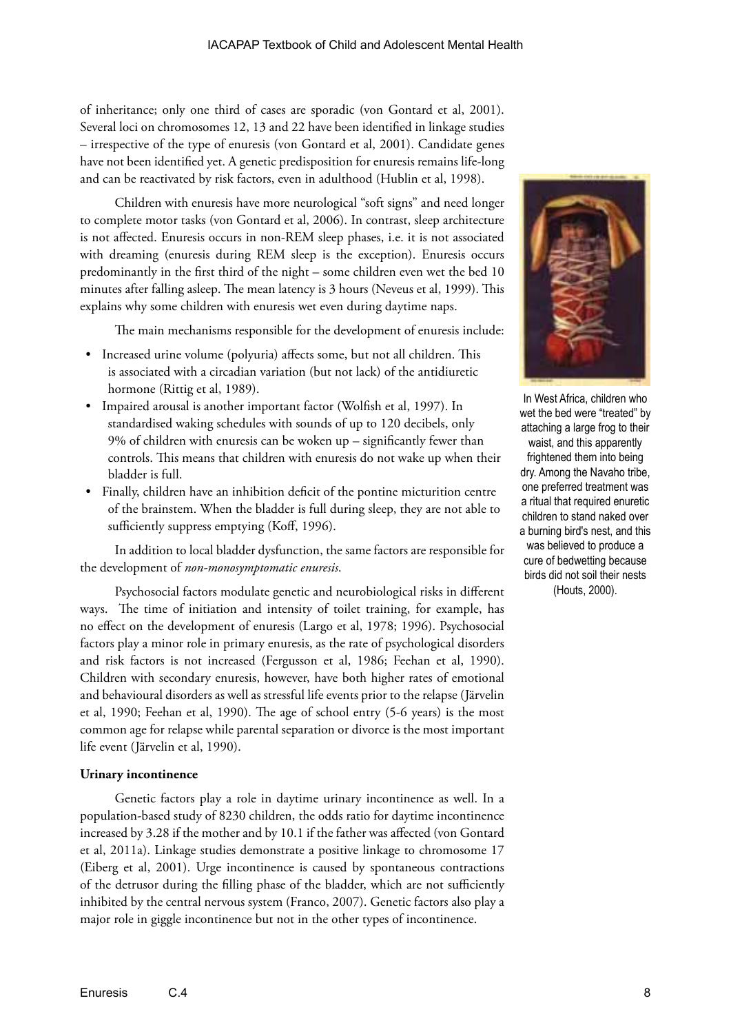of inheritance; only one third of cases are sporadic (von Gontard et al, 2001). Several loci on chromosomes 12, 13 and 22 have been identified in linkage studies – irrespective of the type of enuresis (von Gontard et al, 2001). Candidate genes have not been identified yet. A genetic predisposition for enuresis remains life-long and can be reactivated by risk factors, even in adulthood (Hublin et al, 1998).

Children with enuresis have more neurological "soft signs" and need longer to complete motor tasks (von Gontard et al, 2006). In contrast, sleep architecture is not affected. Enuresis occurs in non-REM sleep phases, i.e. it is not associated with dreaming (enuresis during REM sleep is the exception). Enuresis occurs predominantly in the first third of the night – some children even wet the bed 10 minutes after falling asleep. The mean latency is 3 hours (Neveus et al, 1999). This explains why some children with enuresis wet even during daytime naps.

The main mechanisms responsible for the development of enuresis include:

- Increased urine volume (polyuria) affects some, but not all children. This is associated with a circadian variation (but not lack) of the antidiuretic hormone (Rittig et al, 1989).
- Impaired arousal is another important factor (Wolfish et al, 1997). In standardised waking schedules with sounds of up to 120 decibels, only 9% of children with enuresis can be woken up – significantly fewer than controls. This means that children with enuresis do not wake up when their bladder is full.
- Finally, children have an inhibition deficit of the pontine micturition centre of the brainstem. When the bladder is full during sleep, they are not able to sufficiently suppress emptying (Koff, 1996).

In addition to local bladder dysfunction, the same factors are responsible for the development of *non-monosymptomatic enuresis*.

Psychosocial factors modulate genetic and neurobiological risks in different ways. The time of initiation and intensity of toilet training, for example, has no effect on the development of enuresis (Largo et al, 1978; 1996). Psychosocial factors play a minor role in primary enuresis, as the rate of psychological disorders and risk factors is not increased (Fergusson et al, 1986; Feehan et al, 1990). Children with secondary enuresis, however, have both higher rates of emotional and behavioural disorders as well as stressful life events prior to the relapse (Järvelin et al, 1990; Feehan et al, 1990). The age of school entry (5-6 years) is the most common age for relapse while parental separation or divorce is the most important life event (Järvelin et al, 1990).

In West Africa, children who wet the bed were "treated" by attaching a large frog to their waist, and this apparently frightened them into being dry. Among the Navaho tribe, one preferred treatment was a ritual that required enuretic children to stand naked over a burning bird's nest, and this was believed to produce a cure of bedwetting because birds did not soil their nests (Houts, 2000).

**Urinary incontinence**

Genetic factors play a role in daytime urinary incontinence as well. In a population-based study of 8230 children, the odds ratio for daytime incontinence increased by 3.28 if the mother and by 10.1 if the father was affected (von Gontard et al, 2011a). Linkage studies demonstrate a positive linkage to chromosome 17 (Eiberg et al, 2001). Urge incontinence is caused by spontaneous contractions of the detrusor during the filling phase of the bladder, which are not sufficiently inhibited by the central nervous system (Franco, 2007). Genetic factors also play a major role in giggle incontinence but not in the other types of incontinence.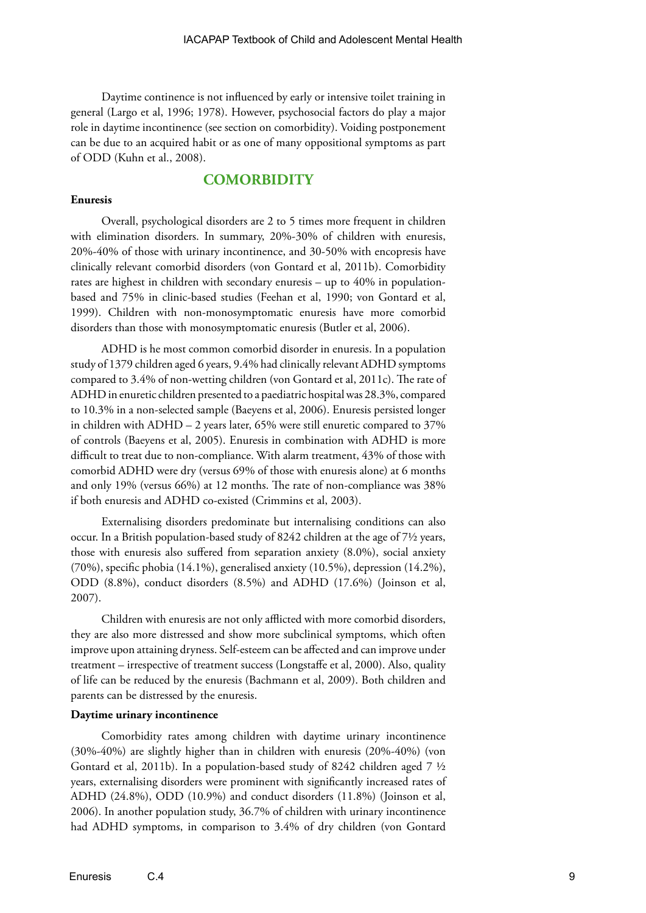Daytime continence is not influenced by early or intensive toilet training in general (Largo et al, 1996; 1978). However, psychosocial factors do play a major role in daytime incontinence (see section on comorbidity). Voiding postponement can be due to an acquired habit or as one of many oppositional symptoms as part of ODD (Kuhn et al., 2008).

## COMORBIDITY

**Enuresis**

Overall, psychological disorders are 2 to 5 times more frequent in children with elimination disorders. In summary, 20%-30% of children with enuresis, 20%-40% of those with urinary incontinence, and 30-50% with encopresis have clinically relevant comorbid disorders (von Gontard et al, 2011b). Comorbidity rates are highest in children with secondary enuresis – up to 40% in population-based and 75% in clinic-based studies (Feehan et al, 1990; von Gontard et al, 1999). Children with non-monosymptomatic enuresis have more comorbid disorders than those with monosymptomatic enuresis (Butler et al, 2006).

ADHD is he most common comorbid disorder in enuresis. In a population study of 1379 children aged 6 years, 9.4% had clinically relevant ADHD symptoms compared to 3.4% of non-wetting children (von Gontard et al, 2011c). The rate of ADHD in enuretic children presented to a paediatric hospital was 28.3%, compared to 10.3% in a non-selected sample (Baeyens et al, 2006). Enuresis persisted longer in children with ADHD – 2 years later, 65% were still enuretic compared to 37% of controls (Baeyens et al, 2005). Enuresis in combination with ADHD is more difficult to treat due to non-compliance. With alarm treatment, 43% of those with comorbid ADHD were dry (versus 69% of those with enuresis alone) at 6 months and only 19% (versus 66%) at 12 months. The rate of non-compliance was 38% if both enuresis and ADHD co-existed (Crimmins et al, 2003).

Externalising disorders predominate but internalising conditions can also occur. In a British population-based study of 8242 children at the age of 7½ years, those with enuresis also suffered from separation anxiety (8.0%), social anxiety (70%), specific phobia (14.1%), generalised anxiety (10.5%), depression (14.2%), ODD (8.8%), conduct disorders (8.5%) and ADHD (17.6%) (Joinson et al, 2007).

Children with enuresis are not only afflicted with more comorbid disorders, they are also more distressed and show more subclinical symptoms, which often improve upon attaining dryness. Self-esteem can be affected and can improve under treatment – irrespective of treatment success (Longstaffe et al, 2000). Also, quality of life can be reduced by the enuresis (Bachmann et al, 2009). Both children and parents can be distressed by the enuresis.

**Daytime urinary incontinence**

Comorbidity rates among children with daytime urinary incontinence (30%-40%) are slightly higher than in children with enuresis (20%-40%) (von Gontard et al, 2011b). In a population-based study of 8242 children aged 7 ½ years, externalising disorders were prominent with significantly increased rates of ADHD (24.8%), ODD (10.9%) and conduct disorders (11.8%) (Joinson et al, 2006). In another population study, 36.7% of children with urinary incontinence had ADHD symptoms, in comparison to 3.4% of dry children (von Gontard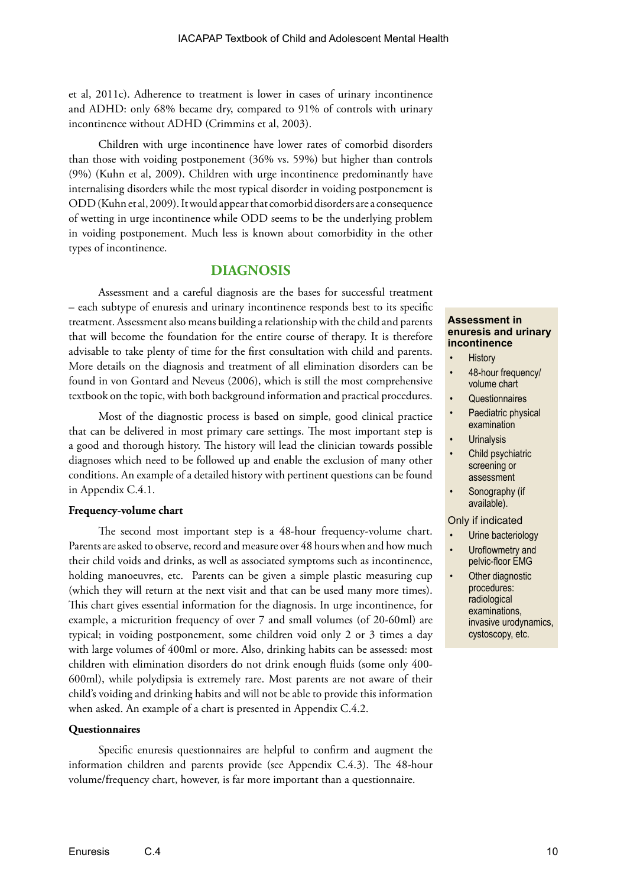et al, 2011c). Adherence to treatment is lower in cases of urinary incontinence and ADHD: only 68% became dry, compared to 91% of controls with urinary incontinence without ADHD (Crimmins et al, 2003).

Children with urge incontinence have lower rates of comorbid disorders than those with voiding postponement (36% vs. 59%) but higher than controls (9%) (Kuhn et al, 2009). Children with urge incontinence predominantly have internalising disorders while the most typical disorder in voiding postponement is ODD (Kuhn et al, 2009). It would appear that comorbid disorders are a consequence of wetting in urge incontinence while ODD seems to be the underlying problem in voiding postponement. Much less is known about comorbidity in the other types of incontinence.

## DIAGNOSIS

Assessment and a careful diagnosis are the bases for successful treatment – each subtype of enuresis and urinary incontinence responds best to its specific treatment. Assessment also means building a relationship with the child and parents that will become the foundation for the entire course of therapy. It is therefore advisable to take plenty of time for the first consultation with child and parents. More details on the diagnosis and treatment of all elimination disorders can be found in von Gontard and Neveus (2006), which is still the most comprehensive textbook on the topic, with both background information and practical procedures.

Most of the diagnostic process is based on simple, good clinical practice that can be delivered in most primary care settings. The most important step is a good and thorough history. The history will lead the clinician towards possible diagnoses which need to be followed up and enable the exclusion of many other conditions. An example of a detailed history with pertinent questions can be found in Appendix C.4.1.

**Assessment in enuresis and urinary incontinence**

- History
- 48-hour frequency/ volume chart
- Questionnaires
- Paediatric physical examination
- Urinalysis
- Child psychiatric screening or assessment
- Sonography (if available).

Only if indicated

- Urine bacteriology
- Uroflowmetry and pelvic-floor EMG
- Other diagnostic procedures: radiological examinations, invasive urodynamics, cystoscopy, etc.

**Frequency-volume chart**

The second most important step is a 48-hour frequency-volume chart. Parents are asked to observe, record and measure over 48 hours when and how much their child voids and drinks, as well as associated symptoms such as incontinence, holding manoeuvres, etc. Parents can be given a simple plastic measuring cup (which they will return at the next visit and that can be used many more times). This chart gives essential information for the diagnosis. In urge incontinence, for example, a micturition frequency of over 7 and small volumes (of 20-60ml) are typical; in voiding postponement, some children void only 2 or 3 times a day with large volumes of 400ml or more. Also, drinking habits can be assessed: most children with elimination disorders do not drink enough fluids (some only 400-600ml), while polydipsia is extremely rare. Most parents are not aware of their child's voiding and drinking habits and will not be able to provide this information when asked. An example of a chart is presented in Appendix C.4.2.

**Questionnaires**

Specific enuresis questionnaires are helpful to confirm and augment the information children and parents provide (see Appendix C.4.3). The 48-hour volume/frequency chart, however, is far more important than a questionnaire.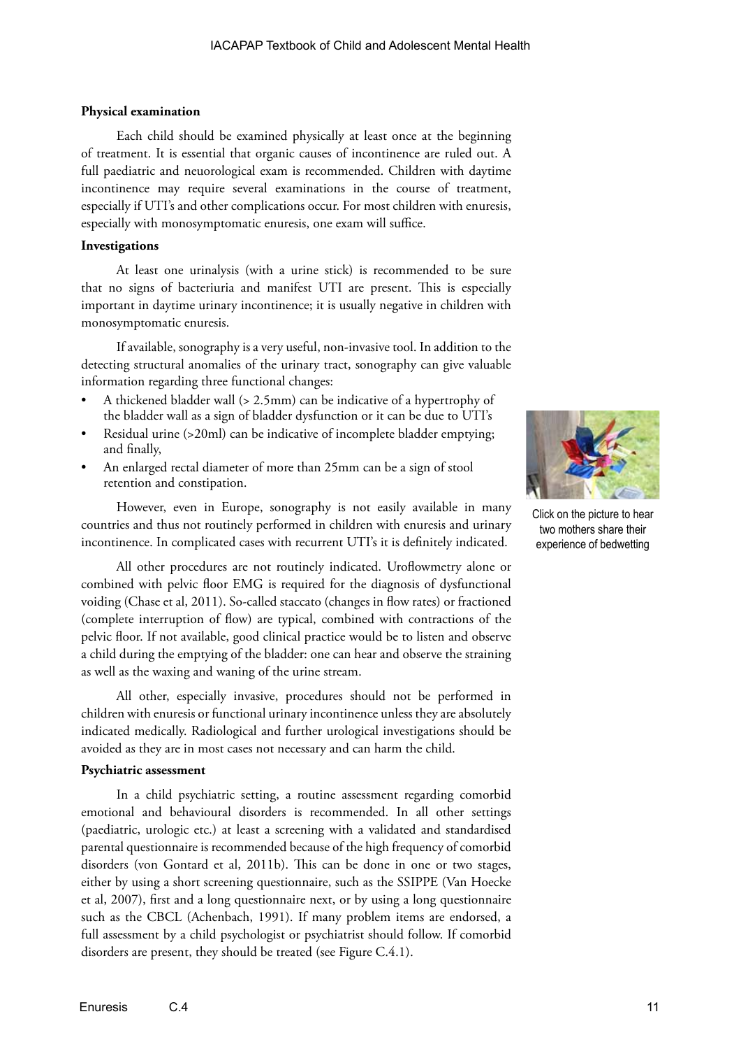**Physical examination**

Each child should be examined physically at least once at the beginning of treatment. It is essential that organic causes of incontinence are ruled out. A full paediatric and neuorological exam is recommended. Children with daytime incontinence may require several examinations in the course of treatment, especially if UTI's and other complications occur. For most children with enuresis, especially with monosymptomatic enuresis, one exam will suffice.

**Investigations**

At least one urinalysis (with a urine stick) is recommended to be sure that no signs of bacteriuria and manifest UTI are present. This is especially important in daytime urinary incontinence; it is usually negative in children with monosymptomatic enuresis.

If available, sonography is a very useful, non-invasive tool. In addition to the detecting structural anomalies of the urinary tract, sonography can give valuable information regarding three functional changes:

- A thickened bladder wall (> 2.5mm) can be indicative of a hypertrophy of the bladder wall as a sign of bladder dysfunction or it can be due to UTI's
- Residual urine (>20ml) can be indicative of incomplete bladder emptying; and finally,
- An enlarged rectal diameter of more than 25mm can be a sign of stool retention and constipation.

Click on the picture to hear two mothers share their experience of bedwetting

However, even in Europe, sonography is not easily available in many countries and thus not routinely performed in children with enuresis and urinary incontinence. In complicated cases with recurrent UTI's it is definitely indicated.

All other procedures are not routinely indicated. Uroflowmetry alone or combined with pelvic floor EMG is required for the diagnosis of dysfunctional voiding (Chase et al, 2011). So-called staccato (changes in flow rates) or fractioned (complete interruption of flow) are typical, combined with contractions of the pelvic floor. If not available, good clinical practice would be to listen and observe a child during the emptying of the bladder: one can hear and observe the straining as well as the waxing and waning of the urine stream.

All other, especially invasive, procedures should not be performed in children with enuresis or functional urinary incontinence unless they are absolutely indicated medically. Radiological and further urological investigations should be avoided as they are in most cases not necessary and can harm the child.

**Psychiatric assessment**

In a child psychiatric setting, a routine assessment regarding comorbid emotional and behavioural disorders is recommended. In all other settings (paediatric, urologic etc.) at least a screening with a validated and standardised parental questionnaire is recommended because of the high frequency of comorbid disorders (von Gontard et al, 2011b). This can be done in one or two stages, either by using a short screening questionnaire, such as the SSIPPE (Van Hoecke et al, 2007), first and a long questionnaire next, or by using a long questionnaire such as the CBCL (Achenbach, 1991). If many problem items are endorsed, a full assessment by a child psychologist or psychiatrist should follow. If comorbid disorders are present, they should be treated (see Figure C.4.1).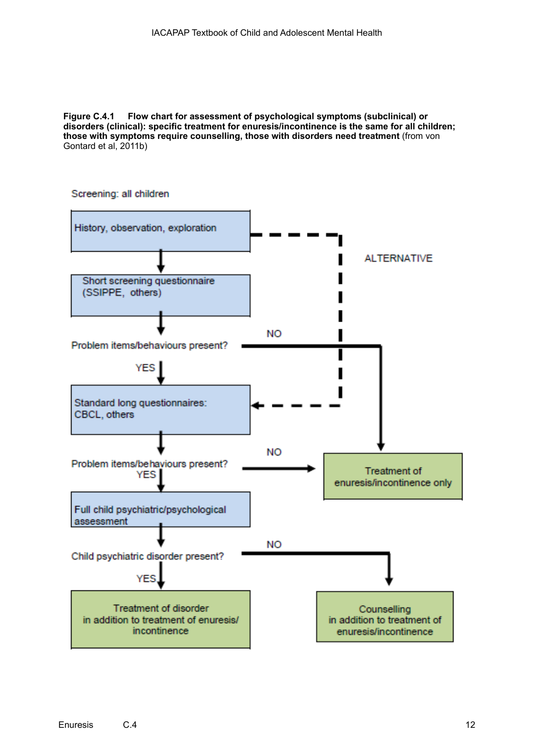**Figure C.4.1 Flow chart for assessment of psychological symptoms (subclinical) or disorders (clinical): specific treatment for enuresis/incontinence is the same for all children; those with symptoms require counselling, those with disorders need treatment** (from von Gontard et al, 2011b)

Screening: all children

History, observation, exploration

ALTERNATIVE

Short screening questionnaire (SSIPPE, others)

Problem items/behaviours present?

NO

YES

Standard long questionnaires: CBCL, others

Problem items/behaviours present?

NO

YES

Treatment of enuresis/incontinence only

Full child psychiatric/psychological assessment

Child psychiatric disorder present?

NO

YES

Treatment of disorder in addition to treatment of enuresis/ incontinence

Counselling in addition to treatment of enuresis/incontinence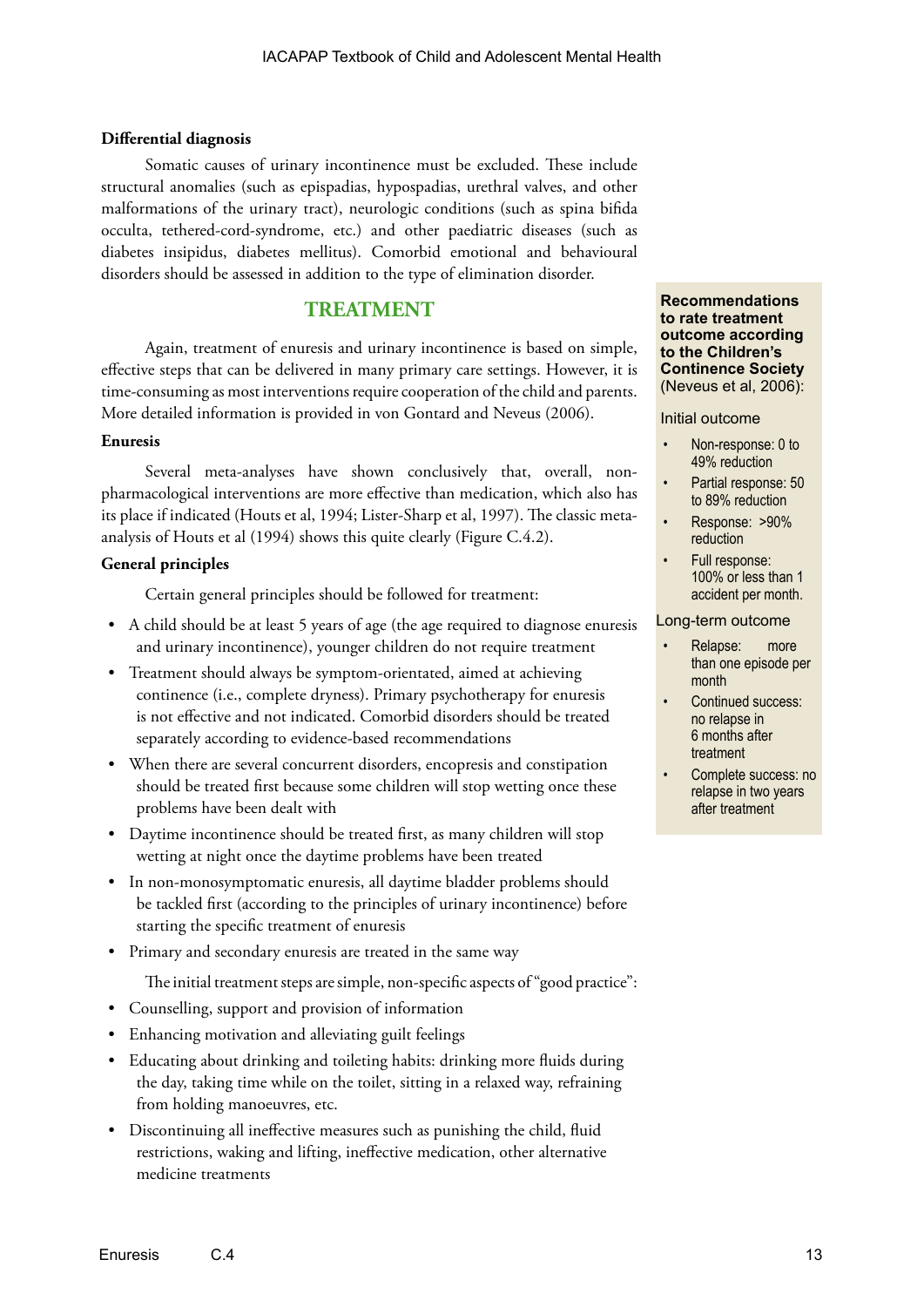**Differential diagnosis**

Somatic causes of urinary incontinence must be excluded. These include structural anomalies (such as epispadias, hypospadias, urethral valves, and other malformations of the urinary tract), neurologic conditions (such as spina bifida occulta, tethered-cord-syndrome, etc.) and other paediatric diseases (such as diabetes insipidus, diabetes mellitus). Comorbid emotional and behavioural disorders should be assessed in addition to the type of elimination disorder.

## TREATMENT

Again, treatment of enuresis and urinary incontinence is based on simple, effective steps that can be delivered in many primary care settings. However, it is time-consuming as most interventions require cooperation of the child and parents. More detailed information is provided in von Gontard and Neveus (2006).

**Enuresis**

Several meta-analyses have shown conclusively that, overall, non-pharmacological interventions are more effective than medication, which also has its place if indicated (Houts et al, 1994; Lister-Sharp et al, 1997). The classic meta-analysis of Houts et al (1994) shows this quite clearly (Figure C.4.2).

**General principles**

Certain general principles should be followed for treatment:

- A child should be at least 5 years of age (the age required to diagnose enuresis and urinary incontinence), younger children do not require treatment
- Treatment should always be symptom-orientated, aimed at achieving continence (i.e., complete dryness). Primary psychotherapy for enuresis is not effective and not indicated. Comorbid disorders should be treated separately according to evidence-based recommendations
- When there are several concurrent disorders, encopresis and constipation should be treated first because some children will stop wetting once these problems have been dealt with
- Daytime incontinence should be treated first, as many children will stop wetting at night once the daytime problems have been treated
- In non-monosymptomatic enuresis, all daytime bladder problems should be tackled first (according to the principles of urinary incontinence) before starting the specific treatment of enuresis
- Primary and secondary enuresis are treated in the same way

The initial treatment steps are simple, non-specific aspects of "good practice":

- Counselling, support and provision of information
- Enhancing motivation and alleviating guilt feelings
- Educating about drinking and toileting habits: drinking more fluids during the day, taking time while on the toilet, sitting in a relaxed way, refraining from holding manoeuvres, etc.
- Discontinuing all ineffective measures such as punishing the child, fluid restrictions, waking and lifting, ineffective medication, other alternative medicine treatments

**Recommendations to rate treatment outcome according to the Children's Continence Society** (Neveus et al, 2006):

Initial outcome

- Non-response: 0 to 49% reduction
- Partial response: 50 to 89% reduction
- Response: >90% reduction
- Full response: 100% or less than 1 accident per month.

Long-term outcome

- Relapse: more than one episode per month
- Continued success: no relapse in 6 months after treatment
- Complete success: no relapse in two years after treatment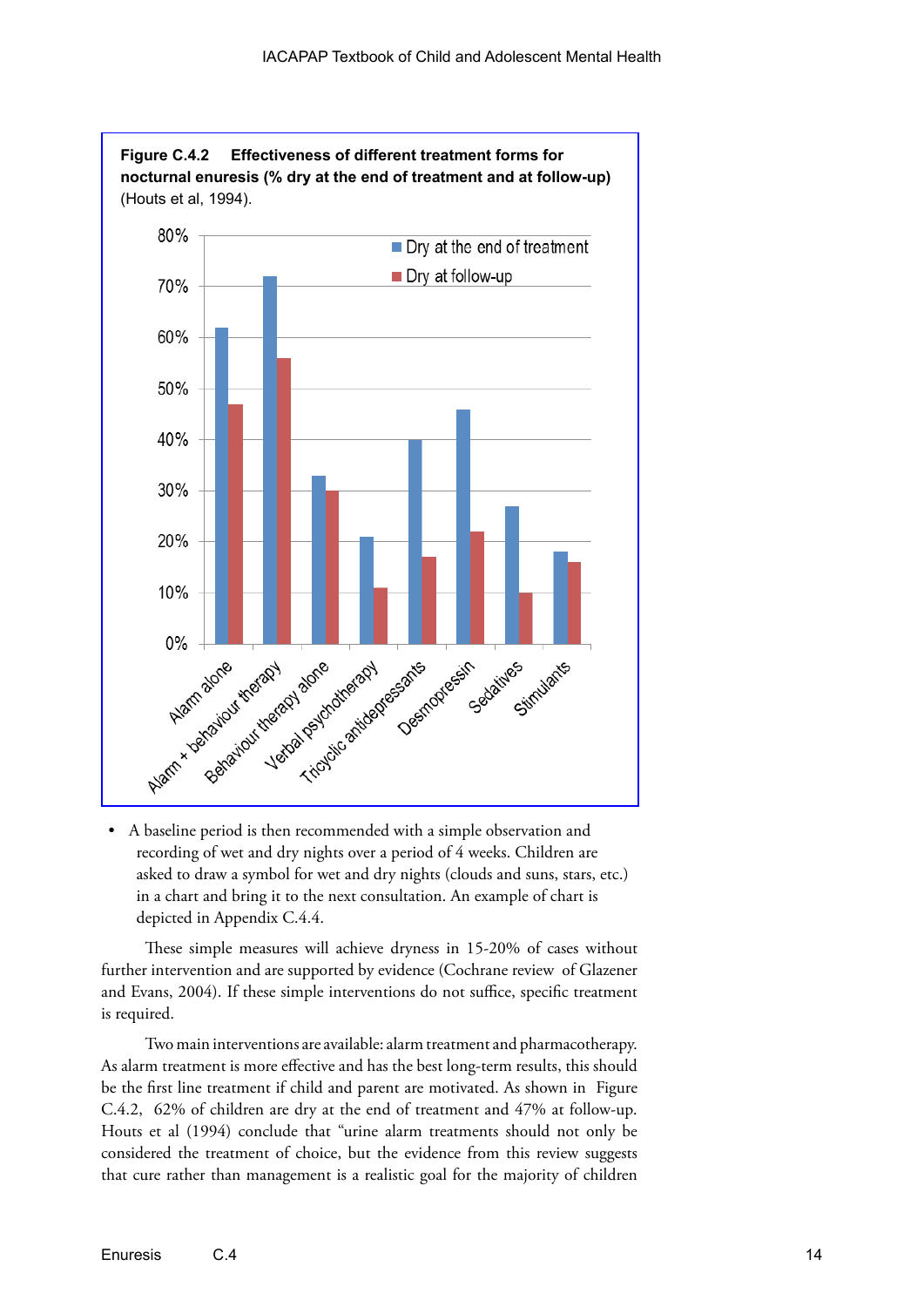**Figure C.4.2 Effectiveness of different treatment forms for nocturnal enuresis (% dry at the end of treatment and at follow-up)** (Houts et al, 1994).

| Treatment | Dry at the end of treatment | Dry at follow-up |
|---|---|---|
| Alarm alone | 62% | 47% |
| Alarm + behaviour therapy | 72% | 56% |
| Behaviour therapy alone | 33% | 30% |
| Verbal psychotherapy | 21% | 11% |
| Tricyclic antidepressants | 40% | 17% |
| Desmopressin | 46% | 22% |
| Sedatives | 27% | 10% |
| Stimulants | 18% | 16% |

- A baseline period is then recommended with a simple observation and recording of wet and dry nights over a period of 4 weeks. Children are asked to draw a symbol for wet and dry nights (clouds and suns, stars, etc.) in a chart and bring it to the next consultation. An example of chart is depicted in Appendix C.4.4.

These simple measures will achieve dryness in 15-20% of cases without further intervention and are supported by evidence (Cochrane review of Glazener and Evans, 2004). If these simple interventions do not suffice, specific treatment is required.

Two main interventions are available: alarm treatment and pharmacotherapy. As alarm treatment is more effective and has the best long-term results, this should be the first line treatment if child and parent are motivated. As shown in Figure C.4.2, 62% of children are dry at the end of treatment and 47% at follow-up. Houts et al (1994) conclude that "urine alarm treatments should not only be considered the treatment of choice, but the evidence from this review suggests that cure rather than management is a realistic goal for the majority of children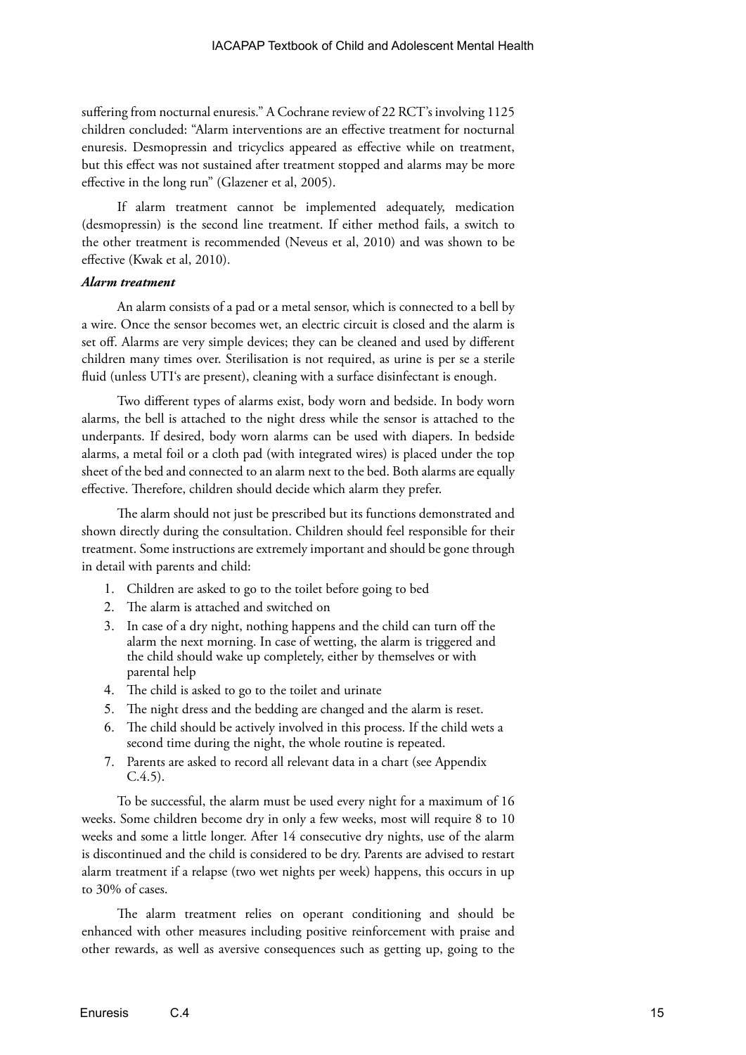suffering from nocturnal enuresis." A Cochrane review of 22 RCT's involving 1125 children concluded: "Alarm interventions are an effective treatment for nocturnal enuresis. Desmopressin and tricyclics appeared as effective while on treatment, but this effect was not sustained after treatment stopped and alarms may be more effective in the long run" (Glazener et al, 2005).

If alarm treatment cannot be implemented adequately, medication (desmopressin) is the second line treatment. If either method fails, a switch to the other treatment is recommended (Neveus et al, 2010) and was shown to be effective (Kwak et al, 2010).

***Alarm treatment***

An alarm consists of a pad or a metal sensor, which is connected to a bell by a wire. Once the sensor becomes wet, an electric circuit is closed and the alarm is set off. Alarms are very simple devices; they can be cleaned and used by different children many times over. Sterilisation is not required, as urine is per se a sterile fluid (unless UTI's are present), cleaning with a surface disinfectant is enough.

Two different types of alarms exist, body worn and bedside. In body worn alarms, the bell is attached to the night dress while the sensor is attached to the underpants. If desired, body worn alarms can be used with diapers. In bedside alarms, a metal foil or a cloth pad (with integrated wires) is placed under the top sheet of the bed and connected to an alarm next to the bed. Both alarms are equally effective. Therefore, children should decide which alarm they prefer.

The alarm should not just be prescribed but its functions demonstrated and shown directly during the consultation. Children should feel responsible for their treatment. Some instructions are extremely important and should be gone through in detail with parents and child:

1. Children are asked to go to the toilet before going to bed
2. The alarm is attached and switched on
3. In case of a dry night, nothing happens and the child can turn off the alarm the next morning. In case of wetting, the alarm is triggered and the child should wake up completely, either by themselves or with parental help
4. The child is asked to go to the toilet and urinate
5. The night dress and the bedding are changed and the alarm is reset.
6. The child should be actively involved in this process. If the child wets a second time during the night, the whole routine is repeated.
7. Parents are asked to record all relevant data in a chart (see Appendix C.4.5).

To be successful, the alarm must be used every night for a maximum of 16 weeks. Some children become dry in only a few weeks, most will require 8 to 10 weeks and some a little longer. After 14 consecutive dry nights, use of the alarm is discontinued and the child is considered to be dry. Parents are advised to restart alarm treatment if a relapse (two wet nights per week) happens, this occurs in up to 30% of cases.

The alarm treatment relies on operant conditioning and should be enhanced with other measures including positive reinforcement with praise and other rewards, as well as aversive consequences such as getting up, going to the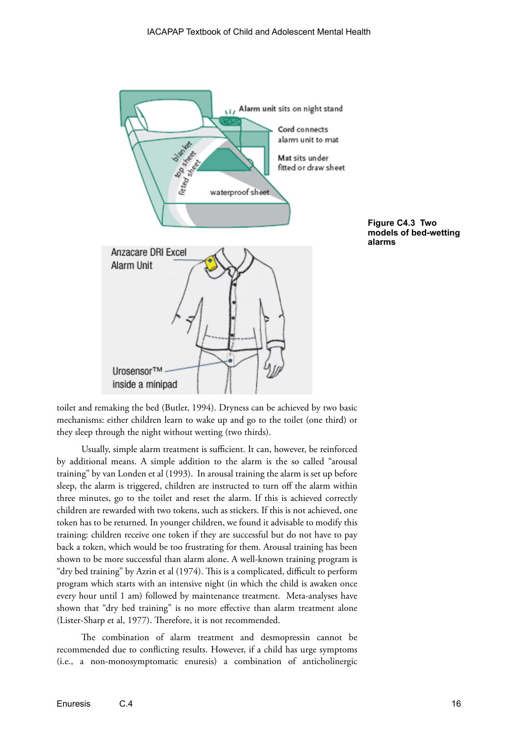Figure C4.3 Two models of bed-wetting alarms

toilet and remaking the bed (Butler, 1994). Dryness can be achieved by two basic mechanisms: either children learn to wake up and go to the toilet (one third) or they sleep through the night without wetting (two thirds).

Usually, simple alarm treatment is sufficient. It can, however, be reinforced by additional means. A simple addition to the alarm is the so called "arousal training" by van Londen et al (1993). In arousal training the alarm is set up before sleep, the alarm is triggered, children are instructed to turn off the alarm within three minutes, go to the toilet and reset the alarm. If this is achieved correctly children are rewarded with two tokens, such as stickers. If this is not achieved, one token has to be returned. In younger children, we found it advisable to modify this training: children receive one token if they are successful but do not have to pay back a token, which would be too frustrating for them. Arousal training has been shown to be more successful than alarm alone. A well-known training program is "dry bed training" by Azrin et al (1974). This is a complicated, difficult to perform program which starts with an intensive night (in which the child is awaken once every hour until 1 am) followed by maintenance treatment. Meta-analyses have shown that "dry bed training" is no more effective than alarm treatment alone (Lister-Sharp et al, 1977). Therefore, it is not recommended.

The combination of alarm treatment and desmopressin cannot be recommended due to conflicting results. However, if a child has urge symptoms (i.e., a non-monosymptomatic enuresis) a combination of anticholinergic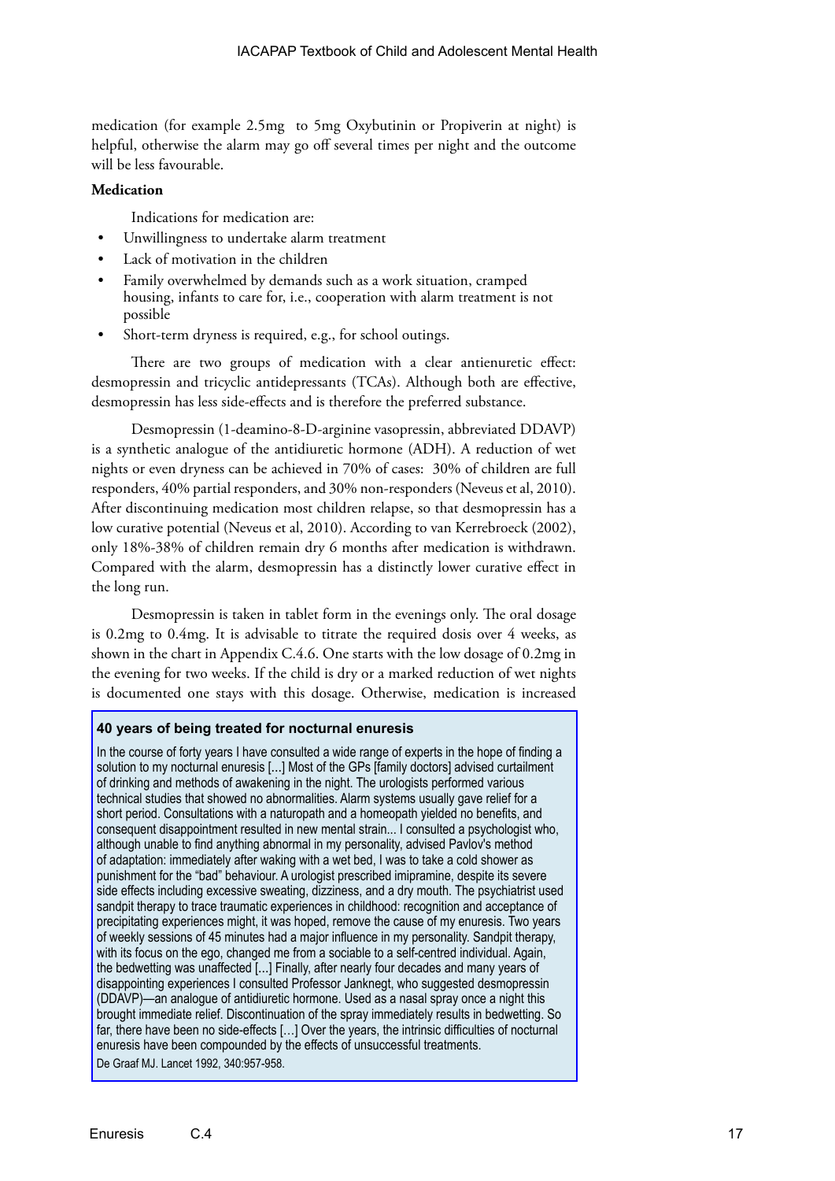medication (for example 2.5mg to 5mg Oxybutinin or Propiverin at night) is helpful, otherwise the alarm may go off several times per night and the outcome will be less favourable.

**Medication**

Indications for medication are:

- Unwillingness to undertake alarm treatment
- Lack of motivation in the children
- Family overwhelmed by demands such as a work situation, cramped housing, infants to care for, i.e., cooperation with alarm treatment is not possible
- Short-term dryness is required, e.g., for school outings.

There are two groups of medication with a clear antienuretic effect: desmopressin and tricyclic antidepressants (TCAs). Although both are effective, desmopressin has less side-effects and is therefore the preferred substance.

Desmopressin (1-deamino-8-D-arginine vasopressin, abbreviated DDAVP) is a synthetic analogue of the antidiuretic hormone (ADH). A reduction of wet nights or even dryness can be achieved in 70% of cases: 30% of children are full responders, 40% partial responders, and 30% non-responders (Neveus et al, 2010). After discontinuing medication most children relapse, so that desmopressin has a low curative potential (Neveus et al, 2010). According to van Kerrebroeck (2002), only 18%-38% of children remain dry 6 months after medication is withdrawn. Compared with the alarm, desmopressin has a distinctly lower curative effect in the long run.

Desmopressin is taken in tablet form in the evenings only. The oral dosage is 0.2mg to 0.4mg. It is advisable to titrate the required dosis over 4 weeks, as shown in the chart in Appendix C.4.6. One starts with the low dosage of 0.2mg in the evening for two weeks. If the child is dry or a marked reduction of wet nights is documented one stays with this dosage. Otherwise, medication is increased

**40 years of being treated for nocturnal enuresis**

In the course of forty years I have consulted a wide range of experts in the hope of finding a solution to my nocturnal enuresis [...] Most of the GPs [family doctors] advised curtailment of drinking and methods of awakening in the night. The urologists performed various technical studies that showed no abnormalities. Alarm systems usually gave relief for a short period. Consultations with a naturopath and a homeopath yielded no benefits, and consequent disappointment resulted in new mental strain... I consulted a psychologist who, although unable to find anything abnormal in my personality, advised Pavlov's method of adaptation: immediately after waking with a wet bed, I was to take a cold shower as punishment for the "bad" behaviour. A urologist prescribed imipramine, despite its severe side effects including excessive sweating, dizziness, and a dry mouth. The psychiatrist used sandpit therapy to trace traumatic experiences in childhood: recognition and acceptance of precipitating experiences might, it was hoped, remove the cause of my enuresis. Two years of weekly sessions of 45 minutes had a major influence in my personality. Sandpit therapy, with its focus on the ego, changed me from a sociable to a self-centred individual. Again, the bedwetting was unaffected [...] Finally, after nearly four decades and many years of disappointing experiences I consulted Professor Janknegt, who suggested desmopressin (DDAVP)—an analogue of antidiuretic hormone. Used as a nasal spray once a night this brought immediate relief. Discontinuation of the spray immediately results in bedwetting. So far, there have been no side-effects [...] Over the years, the intrinsic difficulties of nocturnal enuresis have been compounded by the effects of unsuccessful treatments.

De Graaf MJ. Lancet 1992, 340:957-958.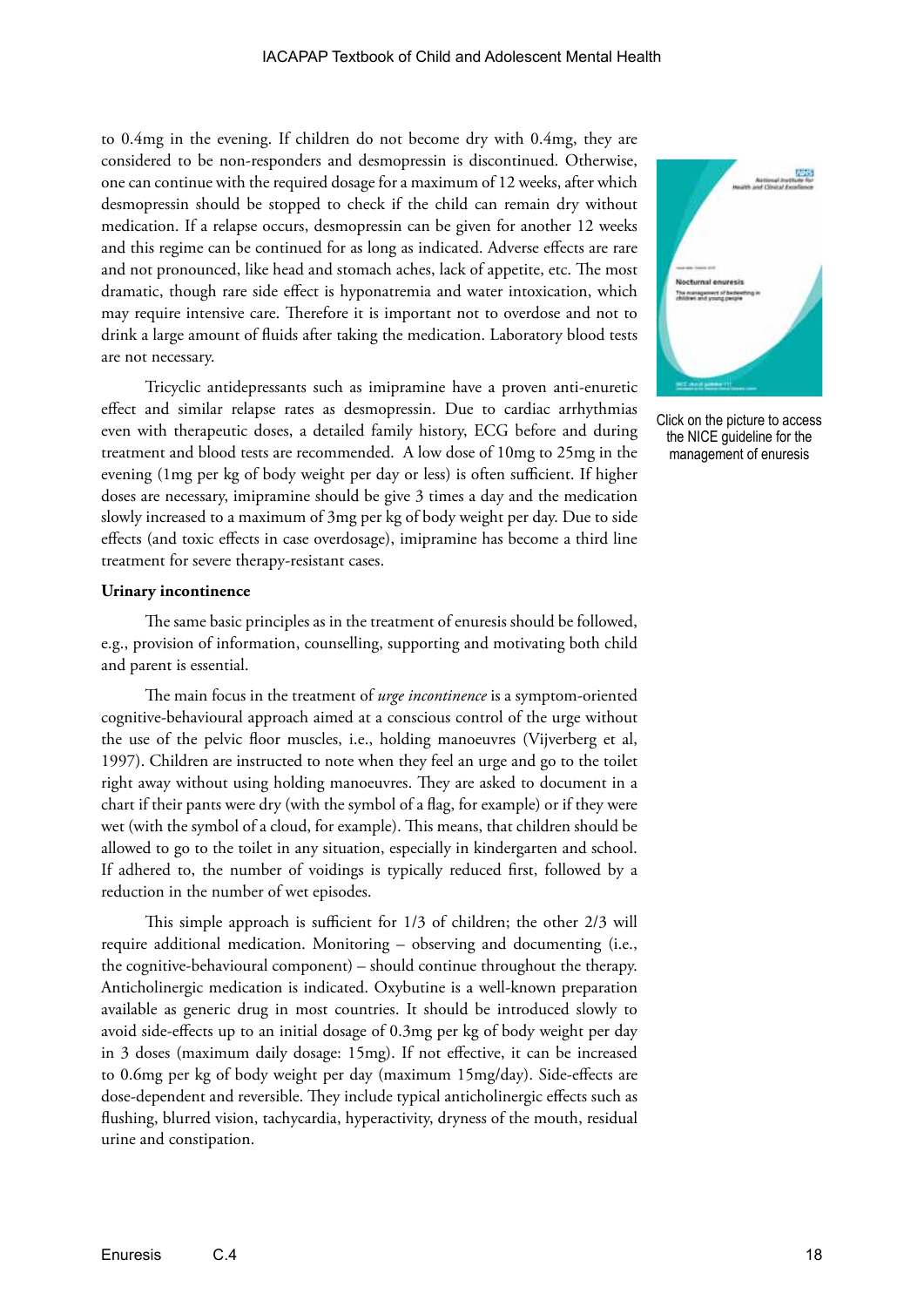to 0.4mg in the evening. If children do not become dry with 0.4mg, they are considered to be non-responders and desmopressin is discontinued. Otherwise, one can continue with the required dosage for a maximum of 12 weeks, after which desmopressin should be stopped to check if the child can remain dry without medication. If a relapse occurs, desmopressin can be given for another 12 weeks and this regime can be continued for as long as indicated. Adverse effects are rare and not pronounced, like head and stomach aches, lack of appetite, etc. The most dramatic, though rare side effect is hyponatremia and water intoxication, which may require intensive care. Therefore it is important not to overdose and not to drink a large amount of fluids after taking the medication. Laboratory blood tests are not necessary.

Click on the picture to access the NICE guideline for the management of enuresis

Tricyclic antidepressants such as imipramine have a proven anti-enuretic effect and similar relapse rates as desmopressin. Due to cardiac arrhythmias even with therapeutic doses, a detailed family history, ECG before and during treatment and blood tests are recommended. A low dose of 10mg to 25mg in the evening (1mg per kg of body weight per day or less) is often sufficient. If higher doses are necessary, imipramine should be give 3 times a day and the medication slowly increased to a maximum of 3mg per kg of body weight per day. Due to side effects (and toxic effects in case overdosage), imipramine has become a third line treatment for severe therapy-resistant cases.

**Urinary incontinence**

The same basic principles as in the treatment of enuresis should be followed, e.g., provision of information, counselling, supporting and motivating both child and parent is essential.

The main focus in the treatment of *urge incontinence* is a symptom-oriented cognitive-behavioural approach aimed at a conscious control of the urge without the use of the pelvic floor muscles, i.e., holding manoeuvres (Vijverberg et al, 1997). Children are instructed to note when they feel an urge and go to the toilet right away without using holding manoeuvres. They are asked to document in a chart if their pants were dry (with the symbol of a flag, for example) or if they were wet (with the symbol of a cloud, for example). This means, that children should be allowed to go to the toilet in any situation, especially in kindergarten and school. If adhered to, the number of voidings is typically reduced first, followed by a reduction in the number of wet episodes.

This simple approach is sufficient for 1/3 of children; the other 2/3 will require additional medication. Monitoring – observing and documenting (i.e., the cognitive-behavioural component) – should continue throughout the therapy. Anticholinergic medication is indicated. Oxybutine is a well-known preparation available as generic drug in most countries. It should be introduced slowly to avoid side-effects up to an initial dosage of 0.3mg per kg of body weight per day in 3 doses (maximum daily dosage: 15mg). If not effective, it can be increased to 0.6mg per kg of body weight per day (maximum 15mg/day). Side-effects are dose-dependent and reversible. They include typical anticholinergic effects such as flushing, blurred vision, tachycardia, hyperactivity, dryness of the mouth, residual urine and constipation.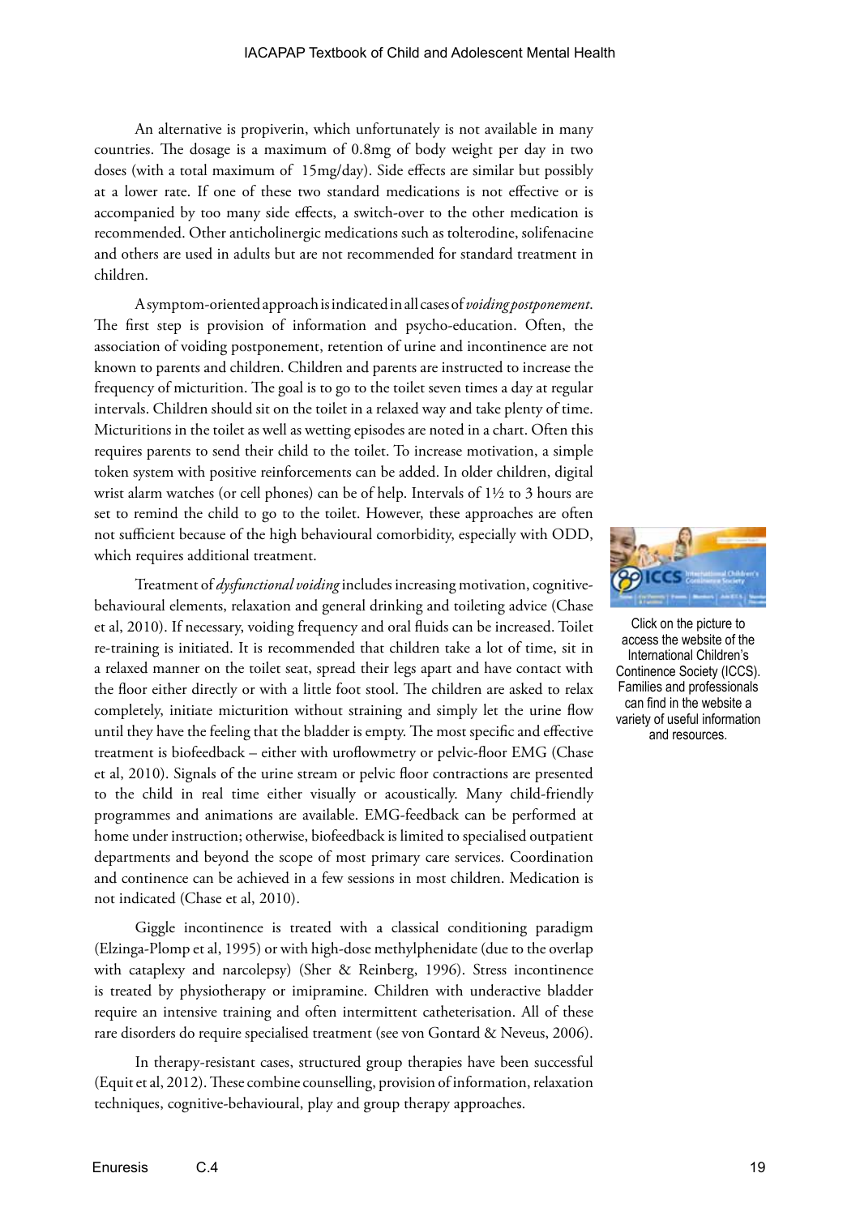An alternative is propiverin, which unfortunately is not available in many countries. The dosage is a maximum of 0.8mg of body weight per day in two doses (with a total maximum of 15mg/day). Side effects are similar but possibly at a lower rate. If one of these two standard medications is not effective or is accompanied by too many side effects, a switch-over to the other medication is recommended. Other anticholinergic medications such as tolterodine, solifenacine and others are used in adults but are not recommended for standard treatment in children.

A symptom-oriented approach is indicated in all cases of *voiding postponement*. The first step is provision of information and psycho-education. Often, the association of voiding postponement, retention of urine and incontinence are not known to parents and children. Children and parents are instructed to increase the frequency of micturition. The goal is to go to the toilet seven times a day at regular intervals. Children should sit on the toilet in a relaxed way and take plenty of time. Micturitions in the toilet as well as wetting episodes are noted in a chart. Often this requires parents to send their child to the toilet. To increase motivation, a simple token system with positive reinforcements can be added. In older children, digital wrist alarm watches (or cell phones) can be of help. Intervals of 1½ to 3 hours are set to remind the child to go to the toilet. However, these approaches are often not sufficient because of the high behavioural comorbidity, especially with ODD, which requires additional treatment.

Click on the picture to access the website of the International Children's Continence Society (ICCS). Families and professionals can find in the website a variety of useful information and resources.

Treatment of *dysfunctional voiding* includes increasing motivation, cognitive-behavioural elements, relaxation and general drinking and toileting advice (Chase et al, 2010). If necessary, voiding frequency and oral fluids can be increased. Toilet re-training is initiated. It is recommended that children take a lot of time, sit in a relaxed manner on the toilet seat, spread their legs apart and have contact with the floor either directly or with a little foot stool. The children are asked to relax completely, initiate micturition without straining and simply let the urine flow until they have the feeling that the bladder is empty. The most specific and effective treatment is biofeedback – either with uroflowmetry or pelvic-floor EMG (Chase et al, 2010). Signals of the urine stream or pelvic floor contractions are presented to the child in real time either visually or acoustically. Many child-friendly programmes and animations are available. EMG-feedback can be performed at home under instruction; otherwise, biofeedback is limited to specialised outpatient departments and beyond the scope of most primary care services. Coordination and continence can be achieved in a few sessions in most children. Medication is not indicated (Chase et al, 2010).

Giggle incontinence is treated with a classical conditioning paradigm (Elzinga-Plomp et al, 1995) or with high-dose methylphenidate (due to the overlap with cataplexy and narcolepsy) (Sher & Reinberg, 1996). Stress incontinence is treated by physiotherapy or imipramine. Children with underactive bladder require an intensive training and often intermittent catheterisation. All of these rare disorders do require specialised treatment (see von Gontard & Neveus, 2006).

In therapy-resistant cases, structured group therapies have been successful (Equit et al, 2012). These combine counselling, provision of information, relaxation techniques, cognitive-behavioural, play and group therapy approaches.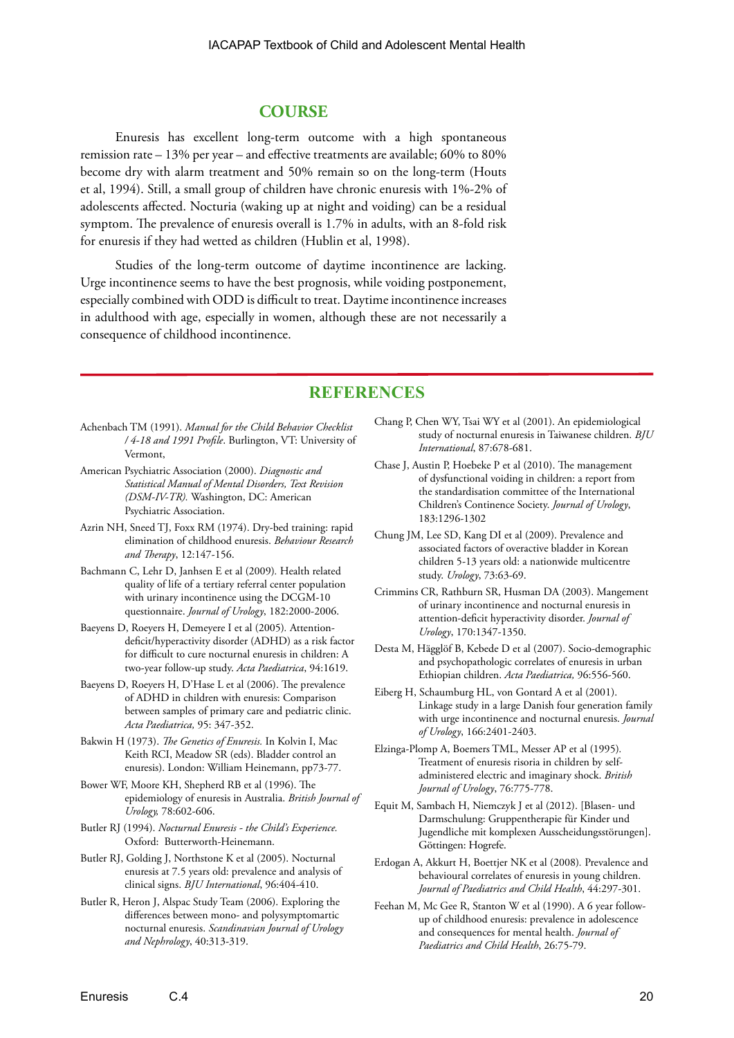## COURSE

Enuresis has excellent long-term outcome with a high spontaneous remission rate – 13% per year – and effective treatments are available; 60% to 80% become dry with alarm treatment and 50% remain so on the long-term (Houts et al, 1994). Still, a small group of children have chronic enuresis with 1%-2% of adolescents affected. Nocturia (waking up at night and voiding) can be a residual symptom. The prevalence of enuresis overall is 1.7% in adults, with an 8-fold risk for enuresis if they had wetted as children (Hublin et al, 1998).

Studies of the long-term outcome of daytime incontinence are lacking. Urge incontinence seems to have the best prognosis, while voiding postponement, especially combined with ODD is difficult to treat. Daytime incontinence increases in adulthood with age, especially in women, although these are not necessarily a consequence of childhood incontinence.

## REFERENCES

Achenbach TM (1991). *Manual for the Child Behavior Checklist / 4-18 and 1991 Profile*. Burlington, VT: University of Vermont,

American Psychiatric Association (2000). *Diagnostic and Statistical Manual of Mental Disorders, Text Revision (DSM-IV-TR).* Washington, DC: American Psychiatric Association.

Azrin NH, Sneed TJ, Foxx RM (1974). Dry-bed training: rapid elimination of childhood enuresis. *Behaviour Research and Therapy*, 12:147-156.

Bachmann C, Lehr D, Janhsen E et al (2009). Health related quality of life of a tertiary referral center population with urinary incontinence using the DCGM-10 questionnaire. *Journal of Urology*, 182:2000-2006.

Baeyens D, Roeyers H, Demeyere I et al (2005). Attention-deficit/hyperactivity disorder (ADHD) as a risk factor for difficult to cure nocturnal enuresis in children: A two-year follow-up study. *Acta Paediatrica*, 94:1619.

Baeyens D, Roeyers H, D'Hase L et al (2006). The prevalence of ADHD in children with enuresis: Comparison between samples of primary care and pediatric clinic. *Acta Paediatrica,* 95: 347-352.

Bakwin H (1973). *The Genetics of Enuresis.* In Kolvin I, Mac Keith RCI, Meadow SR (eds). Bladder control an enuresis). London: William Heinemann, pp73-77.

Bower WF, Moore KH, Shepherd RB et al (1996). The epidemiology of enuresis in Australia. *British Journal of Urology,* 78:602-606.

Butler RJ (1994). *Nocturnal Enuresis - the Child's Experience.* Oxford: Butterworth-Heinemann.

Butler RJ, Golding J, Northstone K et al (2005). Nocturnal enuresis at 7.5 years old: prevalence and analysis of clinical signs. *BJU International*, 96:404-410.

Butler R, Heron J, Alspac Study Team (2006). Exploring the differences between mono- and polysymptomartic nocturnal enuresis. *Scandinavian Journal of Urology and Nephrology*, 40:313-319.

Chang P, Chen WY, Tsai WY et al (2001). An epidemiological study of nocturnal enuresis in Taiwanese children. *BJU International*, 87:678-681.

Chase J, Austin P, Hoebeke P et al (2010). The management of dysfunctional voiding in children: a report from the standardisation committee of the International Children's Continence Society. *Journal of Urology*, 183:1296-1302

Chung JM, Lee SD, Kang DI et al (2009). Prevalence and associated factors of overactive bladder in Korean children 5-13 years old: a nationwide multicentre study. *Urology*, 73:63-69.

Crimmins CR, Rathburn SR, Husman DA (2003). Mangement of urinary incontinence and nocturnal enuresis in attention-deficit hyperactivity disorder. *Journal of Urology*, 170:1347-1350.

Desta M, Hägglöf B, Kebede D et al (2007). Socio-demographic and psychopathologic correlates of enuresis in urban Ethiopian children. *Acta Paediatrica,* 96:556-560.

Eiberg H, Schaumburg HL, von Gontard A et al (2001). Linkage study in a large Danish four generation family with urge incontinence and nocturnal enuresis. *Journal of Urology*, 166:2401-2403.

Elzinga-Plomp A, Boemers TML, Messer AP et al (1995). Treatment of enuresis risoria in children by self-administered electric and imaginary shock. *British Journal of Urology*, 76:775-778.

Equit M, Sambach H, Niemczyk J et al (2012). [Blasen- und Darmschulung: Gruppentherapie für Kinder und Jugendliche mit komplexen Ausscheidungsstörungen]. Göttingen: Hogrefe.

Erdogan A, Akkurt H, Boettjer NK et al (2008). Prevalence and behavioural correlates of enuresis in young children. *Journal of Paediatrics and Child Health*, 44:297-301.

Feehan M, Mc Gee R, Stanton W et al (1990). A 6 year follow-up of childhood enuresis: prevalence in adolescence and consequences for mental health. *Journal of Paediatrics and Child Health*, 26:75-79.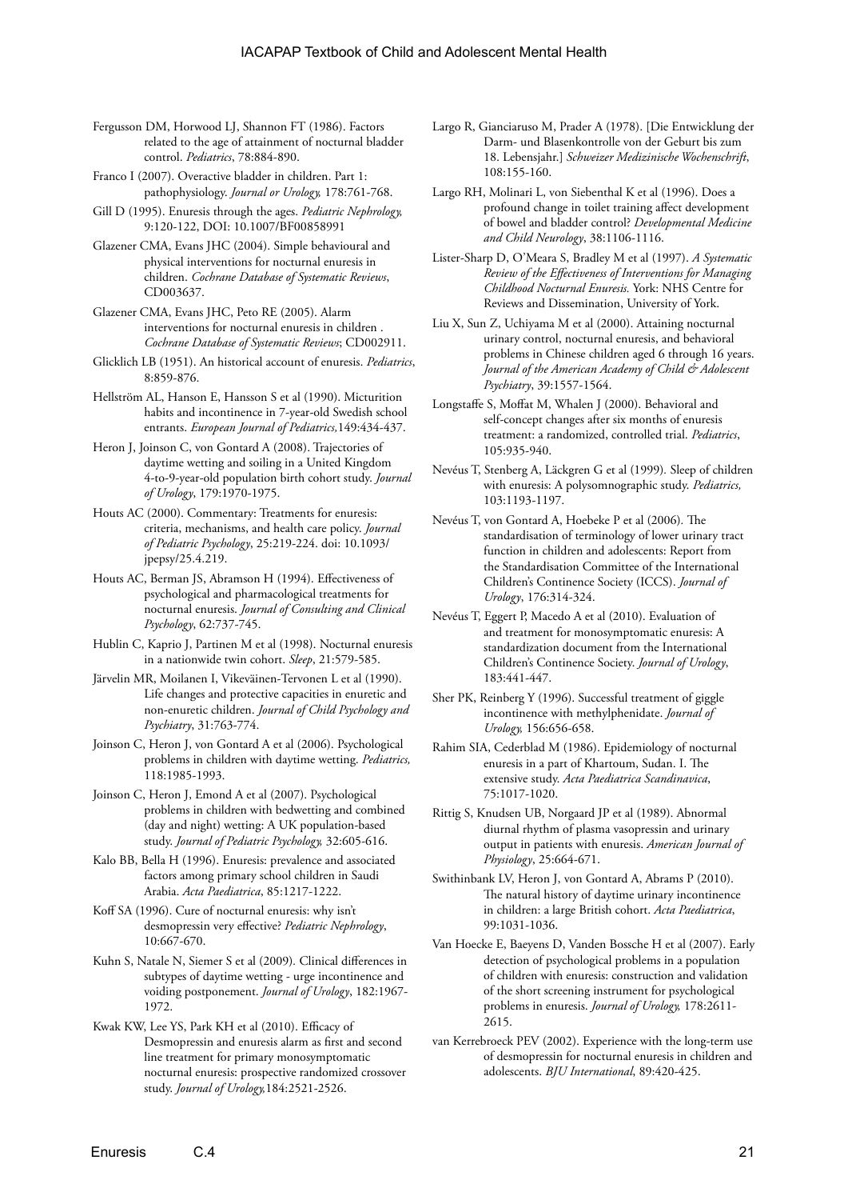Fergusson DM, Horwood LJ, Shannon FT (1986). Factors related to the age of attainment of nocturnal bladder control. *Pediatrics*, 78:884-890.

Franco I (2007). Overactive bladder in children. Part 1: pathophysiology. *Journal or Urology,* 178:761-768.

Gill D (1995). Enuresis through the ages. *Pediatric Nephrology,* 9:120-122, DOI: 10.1007/BF00858991

Glazener CMA, Evans JHC (2004). Simple behavioural and physical interventions for nocturnal enuresis in children. *Cochrane Database of Systematic Reviews*, CD003637.

Glazener CMA, Evans JHC, Peto RE (2005). Alarm interventions for nocturnal enuresis in children . *Cochrane Database of Systematic Reviews*; CD002911.

Glicklich LB (1951). An historical account of enuresis. *Pediatrics*, 8:859-876.

Hellström AL, Hanson E, Hansson S et al (1990). Micturition habits and incontinence in 7-year-old Swedish school entrants. *European Journal of Pediatrics,*149:434-437.

Heron J, Joinson C, von Gontard A (2008). Trajectories of daytime wetting and soiling in a United Kingdom 4-to-9-year-old population birth cohort study. *Journal of Urology*, 179:1970-1975.

Houts AC (2000). Commentary: Treatments for enuresis: criteria, mechanisms, and health care policy. *Journal of Pediatric Psychology*, 25:219-224. doi: 10.1093/jpepsy/25.4.219.

Houts AC, Berman JS, Abramson H (1994). Effectiveness of psychological and pharmacological treatments for nocturnal enuresis. *Journal of Consulting and Clinical Psychology*, 62:737-745.

Hublin C, Kaprio J, Partinen M et al (1998). Nocturnal enuresis in a nationwide twin cohort. *Sleep*, 21:579-585.

Järvelin MR, Moilanen I, Vikeväinen-Tervonen L et al (1990). Life changes and protective capacities in enuretic and non-enuretic children. *Journal of Child Psychology and Psychiatry*, 31:763-774.

Joinson C, Heron J, von Gontard A et al (2006). Psychological problems in children with daytime wetting. *Pediatrics,* 118:1985-1993.

Joinson C, Heron J, Emond A et al (2007). Psychological problems in children with bedwetting and combined (day and night) wetting: A UK population-based study. *Journal of Pediatric Psychology,* 32:605-616.

Kalo BB, Bella H (1996). Enuresis: prevalence and associated factors among primary school children in Saudi Arabia. *Acta Paediatrica*, 85:1217-1222.

Koff SA (1996). Cure of nocturnal enuresis: why isn't desmopressin very effective? *Pediatric Nephrology*, 10:667-670.

Kuhn S, Natale N, Siemer S et al (2009). Clinical differences in subtypes of daytime wetting - urge incontinence and voiding postponement. *Journal of Urology*, 182:1967-1972.

Kwak KW, Lee YS, Park KH et al (2010). Efficacy of Desmopressin and enuresis alarm as first and second line treatment for primary monosymptomatic nocturnal enuresis: prospective randomized crossover study. *Journal of Urology,*184:2521-2526.

Largo R, Gianciaruso M, Prader A (1978). [Die Entwicklung der Darm- und Blasenkontrolle von der Geburt bis zum 18. Lebensjahr.] *Schweizer Medizinische Wochenschrift*, 108:155-160.

Largo RH, Molinari L, von Siebenthal K et al (1996). Does a profound change in toilet training affect development of bowel and bladder control? *Developmental Medicine and Child Neurology*, 38:1106-1116.

Lister-Sharp D, O'Meara S, Bradley M et al (1997). *A Systematic Review of the Effectiveness of Interventions for Managing Childhood Nocturnal Enuresis.* York: NHS Centre for Reviews and Dissemination, University of York.

Liu X, Sun Z, Uchiyama M et al (2000). Attaining nocturnal urinary control, nocturnal enuresis, and behavioral problems in Chinese children aged 6 through 16 years. *Journal of the American Academy of Child & Adolescent Psychiatry*, 39:1557-1564.

Longstaffe S, Moffat M, Whalen J (2000). Behavioral and self-concept changes after six months of enuresis treatment: a randomized, controlled trial. *Pediatrics*, 105:935-940.

Nevéus T, Stenberg A, Läckgren G et al (1999). Sleep of children with enuresis: A polysomnographic study. *Pediatrics,* 103:1193-1197.

Nevéus T, von Gontard A, Hoebeke P et al (2006). The standardisation of terminology of lower urinary tract function in children and adolescents: Report from the Standardisation Committee of the International Children's Continence Society (ICCS). *Journal of Urology*, 176:314-324.

Nevéus T, Eggert P, Macedo A et al (2010). Evaluation of and treatment for monosymptomatic enuresis: A standardization document from the International Children's Continence Society. *Journal of Urology*, 183:441-447.

Sher PK, Reinberg Y (1996). Successful treatment of giggle incontinence with methylphenidate. *Journal of Urology,* 156:656-658.

Rahim SIA, Cederblad M (1986). Epidemiology of nocturnal enuresis in a part of Khartoum, Sudan. I. The extensive study. *Acta Paediatrica Scandinavica*, 75:1017-1020.

Rittig S, Knudsen UB, Norgaard JP et al (1989). Abnormal diurnal rhythm of plasma vasopressin and urinary output in patients with enuresis. *American Journal of Physiology*, 25:664-671.

Swithinbank LV, Heron J, von Gontard A, Abrams P (2010). The natural history of daytime urinary incontinence in children: a large British cohort. *Acta Paediatrica*, 99:1031-1036.

Van Hoecke E, Baeyens D, Vanden Bossche H et al (2007). Early detection of psychological problems in a population of children with enuresis: construction and validation of the short screening instrument for psychological problems in enuresis. *Journal of Urology,* 178:2611-2615.

van Kerrebroeck PEV (2002). Experience with the long-term use of desmopressin for nocturnal enuresis in children and adolescents. *BJU International*, 89:420-425.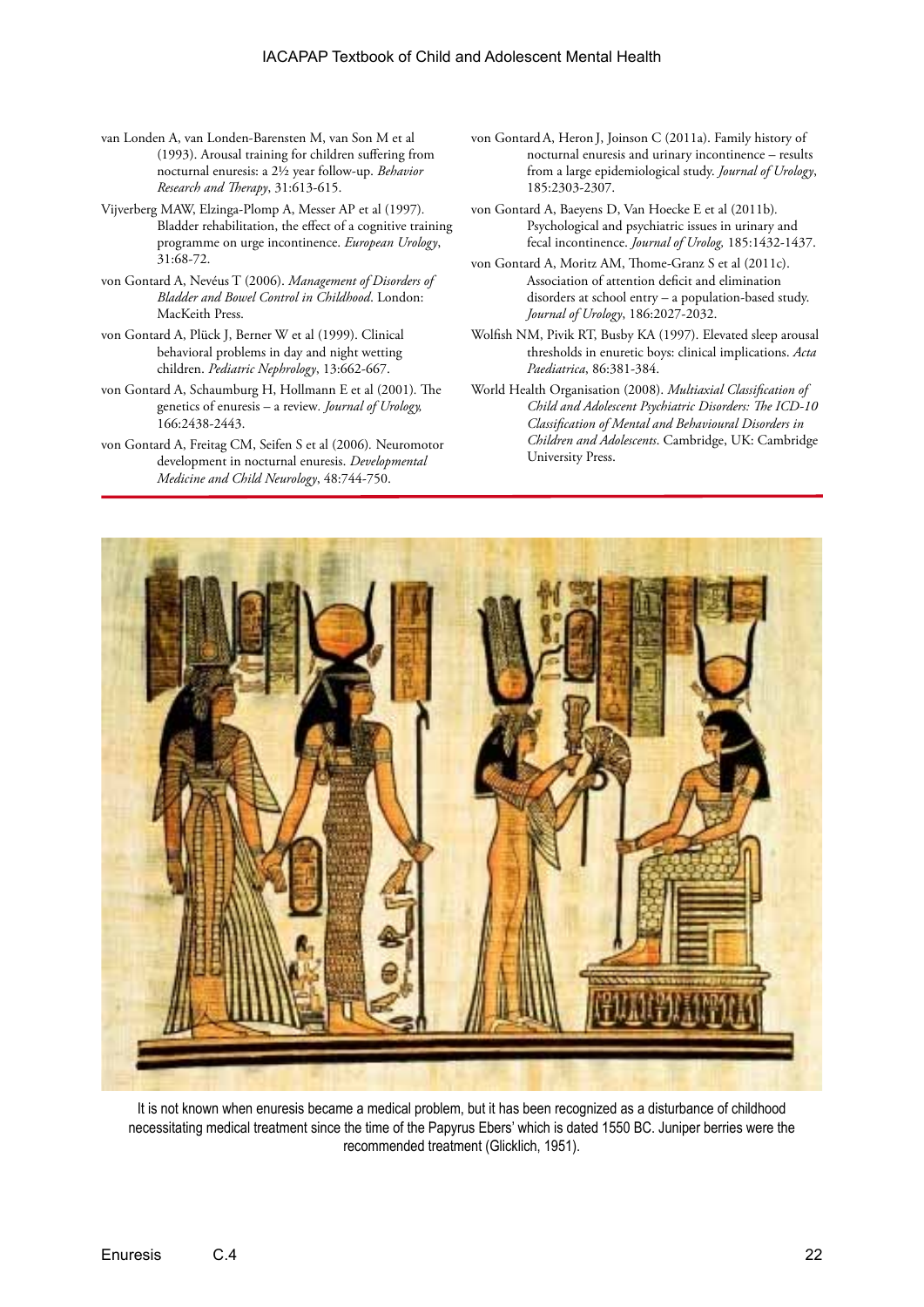van Londen A, van Londen-Barensten M, van Son M et al (1993). Arousal training for children suffering from nocturnal enuresis: a 2½ year follow-up. *Behavior Research and Therapy*, 31:613-615.

Vijverberg MAW, Elzinga-Plomp A, Messer AP et al (1997). Bladder rehabilitation, the effect of a cognitive training programme on urge incontinence. *European Urology*, 31:68-72.

von Gontard A, Nevéus T (2006). *Management of Disorders of Bladder and Bowel Control in Childhood*. London: MacKeith Press.

von Gontard A, Plück J, Berner W et al (1999). Clinical behavioral problems in day and night wetting children. *Pediatric Nephrology*, 13:662-667.

von Gontard A, Schaumburg H, Hollmann E et al (2001). The genetics of enuresis – a review. *Journal of Urology,* 166:2438-2443.

von Gontard A, Freitag CM, Seifen S et al (2006). Neuromotor development in nocturnal enuresis. *Developmental Medicine and Child Neurology*, 48:744-750.

von Gontard A, Heron J, Joinson C (2011a). Family history of nocturnal enuresis and urinary incontinence – results from a large epidemiological study. *Journal of Urology*, 185:2303-2307.

von Gontard A, Baeyens D, Van Hoecke E et al (2011b). Psychological and psychiatric issues in urinary and fecal incontinence. *Journal of Urolog,* 185:1432-1437.

von Gontard A, Moritz AM, Thome-Granz S et al (2011c). Association of attention deficit and elimination disorders at school entry – a population-based study. *Journal of Urology*, 186:2027-2032.

Wolfish NM, Pivik RT, Busby KA (1997). Elevated sleep arousal thresholds in enuretic boys: clinical implications. *Acta Paediatrica*, 86:381-384.

World Health Organisation (2008). *Multiaxial Classification of Child and Adolescent Psychiatric Disorders: The ICD-10 Classification of Mental and Behavioural Disorders in Children and Adolescents*. Cambridge, UK: Cambridge University Press.

It is not known when enuresis became a medical problem, but it has been recognized as a disturbance of childhood necessitating medical treatment since the time of the Papyrus Ebers' which is dated 1550 BC. Juniper berries were the recommended treatment (Glicklich, 1951).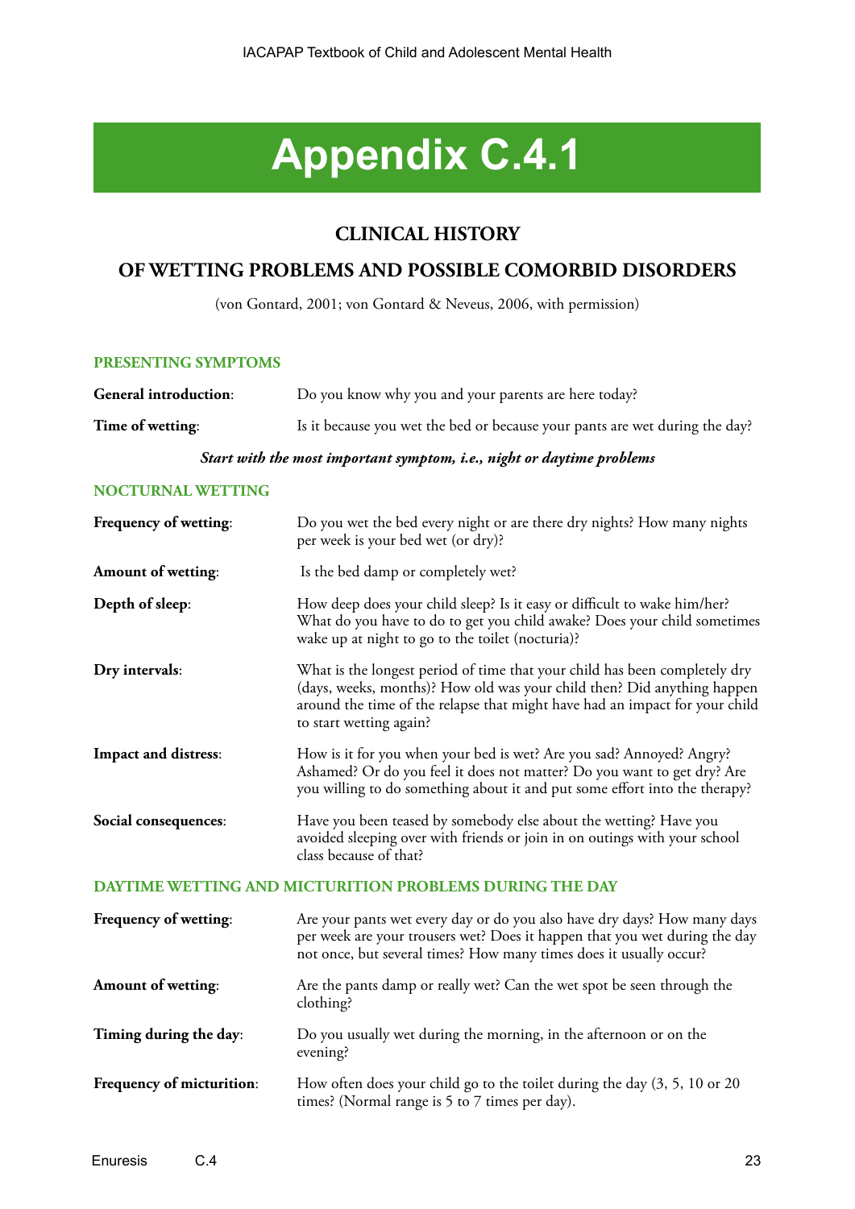# Appendix C.4.1

## CLINICAL HISTORY

## OF WETTING PROBLEMS AND POSSIBLE COMORBID DISORDERS

(von Gontard, 2001; von Gontard & Neveus, 2006, with permission)

### PRESENTING SYMPTOMS

**General introduction**: Do you know why you and your parents are here today?

**Time of wetting**: Is it because you wet the bed or because your pants are wet during the day?

***Start with the most important symptom, i.e., night or daytime problems***

### NOCTURNAL WETTING

**Frequency of wetting**: Do you wet the bed every night or are there dry nights? How many nights per week is your bed wet (or dry)?

**Amount of wetting**: Is the bed damp or completely wet?

**Depth of sleep**: How deep does your child sleep? Is it easy or difficult to wake him/her? What do you have to do to get you child awake? Does your child sometimes wake up at night to go to the toilet (nocturia)?

**Dry intervals**: What is the longest period of time that your child has been completely dry (days, weeks, months)? How old was your child then? Did anything happen around the time of the relapse that might have had an impact for your child to start wetting again?

**Impact and distress**: How is it for you when your bed is wet? Are you sad? Annoyed? Angry? Ashamed? Or do you feel it does not matter? Do you want to get dry? Are you willing to do something about it and put some effort into the therapy?

**Social consequences**: Have you been teased by somebody else about the wetting? Have you avoided sleeping over with friends or join in on outings with your school class because of that?

### DAYTIME WETTING AND MICTURITION PROBLEMS DURING THE DAY

**Frequency of wetting**: Are your pants wet every day or do you also have dry days? How many days per week are your trousers wet? Does it happen that you wet during the day not once, but several times? How many times does it usually occur?

**Amount of wetting**: Are the pants damp or really wet? Can the wet spot be seen through the clothing?

**Timing during the day**: Do you usually wet during the morning, in the afternoon or on the evening?

**Frequency of micturition**: How often does your child go to the toilet during the day (3, 5, 10 or 20 times? (Normal range is 5 to 7 times per day).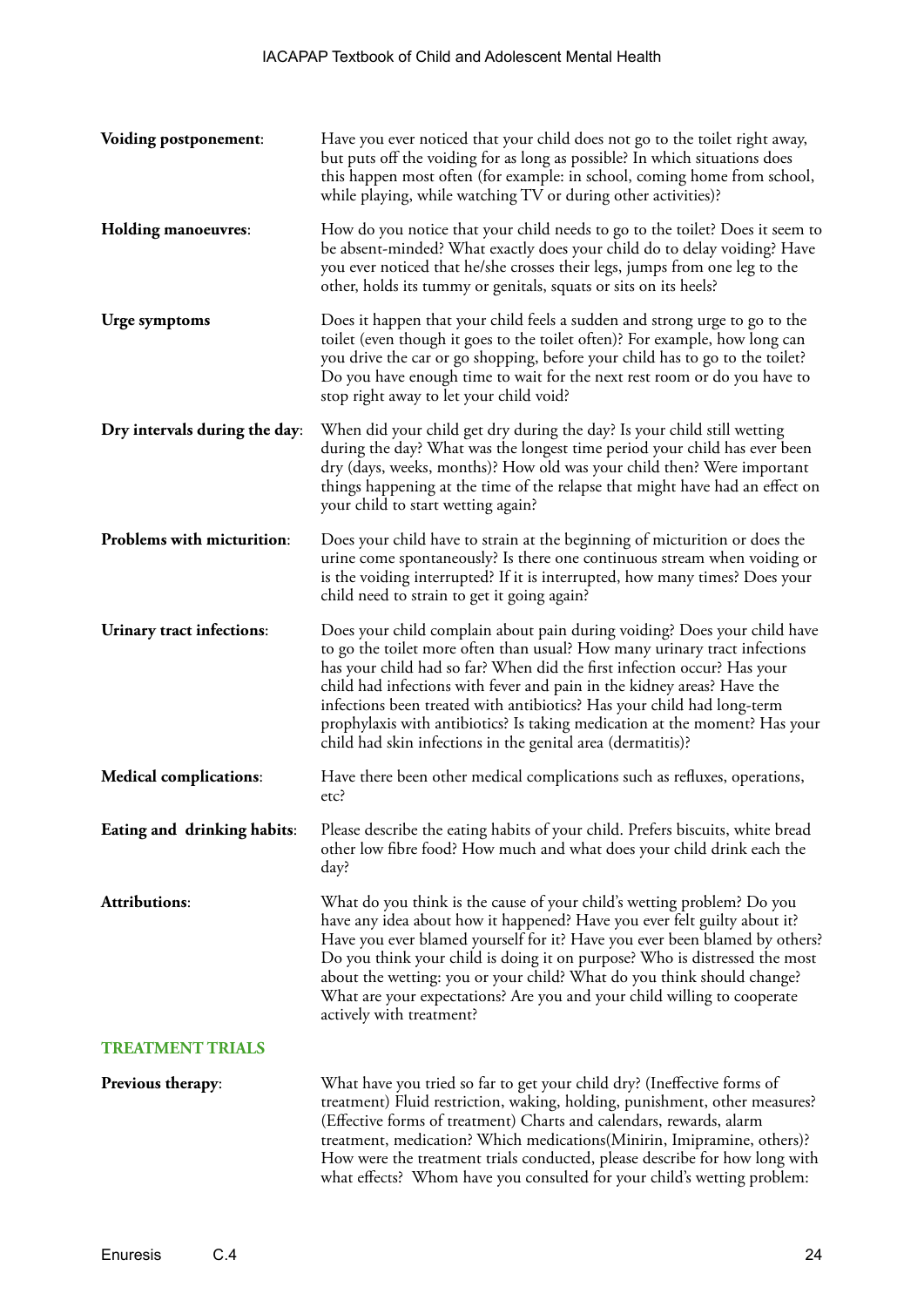**Voiding postponement**: Have you ever noticed that your child does not go to the toilet right away, but puts off the voiding for as long as possible? In which situations does this happen most often (for example: in school, coming home from school, while playing, while watching TV or during other activities)?

**Holding manoeuvres**: How do you notice that your child needs to go to the toilet? Does it seem to be absent-minded? What exactly does your child do to delay voiding? Have you ever noticed that he/she crosses their legs, jumps from one leg to the other, holds its tummy or genitals, squats or sits on its heels?

**Urge symptoms** Does it happen that your child feels a sudden and strong urge to go to the toilet (even though it goes to the toilet often)? For example, how long can you drive the car or go shopping, before your child has to go to the toilet? Do you have enough time to wait for the next rest room or do you have to stop right away to let your child void?

**Dry intervals during the day**: When did your child get dry during the day? Is your child still wetting during the day? What was the longest time period your child has ever been dry (days, weeks, months)? How old was your child then? Were important things happening at the time of the relapse that might have had an effect on your child to start wetting again?

**Problems with micturition**: Does your child have to strain at the beginning of micturition or does the urine come spontaneously? Is there one continuous stream when voiding or is the voiding interrupted? If it is interrupted, how many times? Does your child need to strain to get it going again?

**Urinary tract infections**: Does your child complain about pain during voiding? Does your child have to go the toilet more often than usual? How many urinary tract infections has your child had so far? When did the first infection occur? Has your child had infections with fever and pain in the kidney areas? Have the infections been treated with antibiotics? Has your child had long-term prophylaxis with antibiotics? Is taking medication at the moment? Has your child had skin infections in the genital area (dermatitis)?

**Medical complications**: Have there been other medical complications such as refluxes, operations, etc?

**Eating and drinking habits**: Please describe the eating habits of your child. Prefers biscuits, white bread other low fibre food? How much and what does your child drink each the day?

**Attributions**: What do you think is the cause of your child's wetting problem? Do you have any idea about how it happened? Have you ever felt guilty about it? Have you ever blamed yourself for it? Have you ever been blamed by others? Do you think your child is doing it on purpose? Who is distressed the most about the wetting: you or your child? What do you think should change? What are your expectations? Are you and your child willing to cooperate actively with treatment?

## TREATMENT TRIALS

**Previous therapy**: What have you tried so far to get your child dry? (Ineffective forms of treatment) Fluid restriction, waking, holding, punishment, other measures? (Effective forms of treatment) Charts and calendars, rewards, alarm treatment, medication? Which medications(Minirin, Imipramine, others)? How were the treatment trials conducted, please describe for how long with what effects? Whom have you consulted for your child's wetting problem: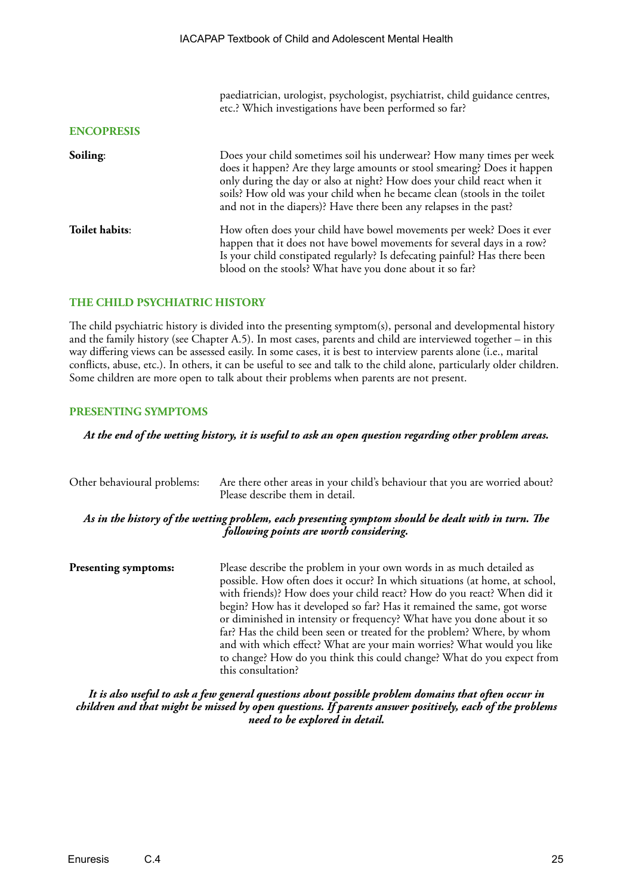paediatrician, urologist, psychologist, psychiatrist, child guidance centres, etc.? Which investigations have been performed so far?

## ENCOPRESIS

**Soiling**: Does your child sometimes soil his underwear? How many times per week does it happen? Are they large amounts or stool smearing? Does it happen only during the day or also at night? How does your child react when it soils? How old was your child when he became clean (stools in the toilet and not in the diapers)? Have there been any relapses in the past?

**Toilet habits**: How often does your child have bowel movements per week? Does it ever happen that it does not have bowel movements for several days in a row? Is your child constipated regularly? Is defecating painful? Has there been blood on the stools? What have you done about it so far?

## THE CHILD PSYCHIATRIC HISTORY

The child psychiatric history is divided into the presenting symptom(s), personal and developmental history and the family history (see Chapter A.5). In most cases, parents and child are interviewed together – in this way differing views can be assessed easily. In some cases, it is best to interview parents alone (i.e., marital conflicts, abuse, etc.). In others, it can be useful to see and talk to the child alone, particularly older children. Some children are more open to talk about their problems when parents are not present.

## PRESENTING SYMPTOMS

***At the end of the wetting history, it is useful to ask an open question regarding other problem areas.***

Other behavioural problems: Are there other areas in your child's behaviour that you are worried about? Please describe them in detail.

***As in the history of the wetting problem, each presenting symptom should be dealt with in turn. The following points are worth considering.***

**Presenting symptoms:** Please describe the problem in your own words in as much detailed as possible. How often does it occur? In which situations (at home, at school, with friends)? How does your child react? How do you react? When did it begin? How has it developed so far? Has it remained the same, got worse or diminished in intensity or frequency? What have you done about it so far? Has the child been seen or treated for the problem? Where, by whom and with which effect? What are your main worries? What would you like to change? How do you think this could change? What do you expect from this consultation?

***It is also useful to ask a few general questions about possible problem domains that often occur in children and that might be missed by open questions. If parents answer positively, each of the problems need to be explored in detail.***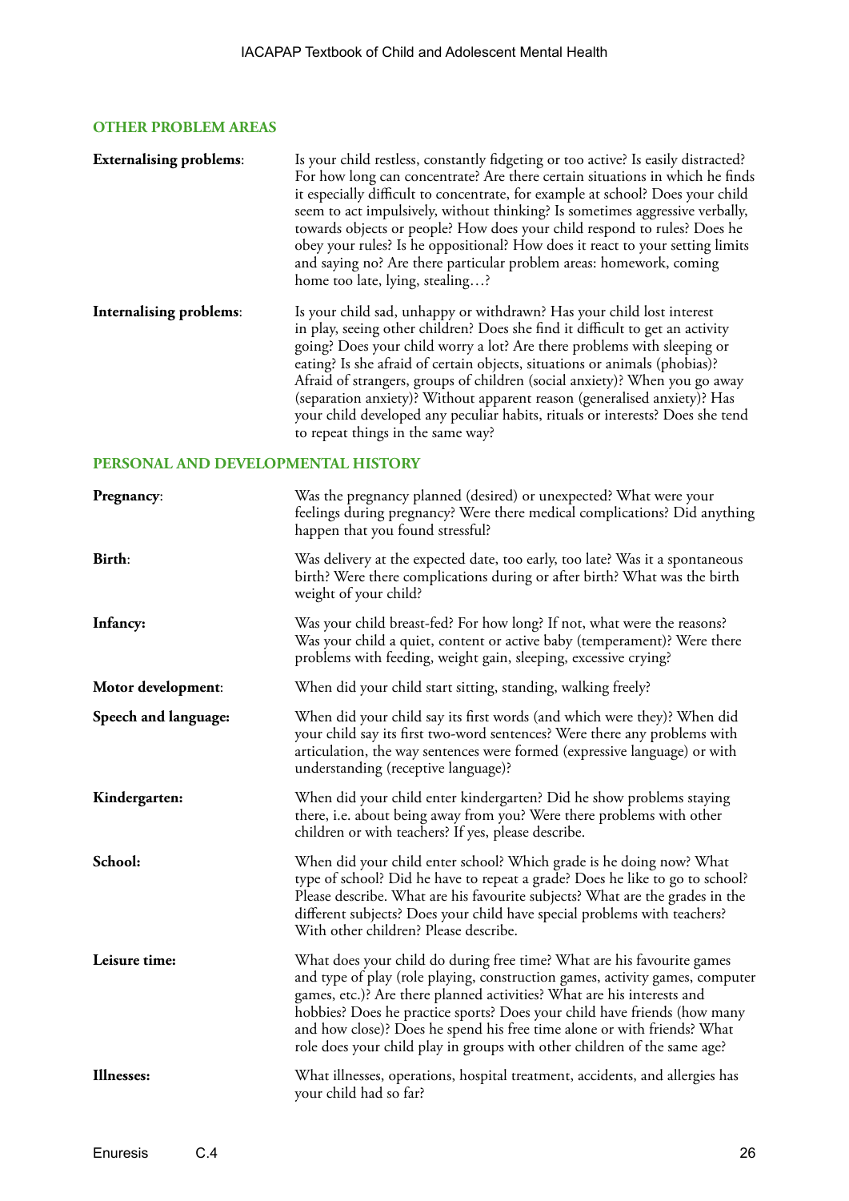## OTHER PROBLEM AREAS

**Externalising problems**: Is your child restless, constantly fidgeting or too active? Is easily distracted? For how long can concentrate? Are there certain situations in which he finds it especially difficult to concentrate, for example at school? Does your child seem to act impulsively, without thinking? Is sometimes aggressive verbally, towards objects or people? How does your child respond to rules? Does he obey your rules? Is he oppositional? How does it react to your setting limits and saying no? Are there particular problem areas: homework, coming home too late, lying, stealing…?

**Internalising problems**: Is your child sad, unhappy or withdrawn? Has your child lost interest in play, seeing other children? Does she find it difficult to get an activity going? Does your child worry a lot? Are there problems with sleeping or eating? Is she afraid of certain objects, situations or animals (phobias)? Afraid of strangers, groups of children (social anxiety)? When you go away (separation anxiety)? Without apparent reason (generalised anxiety)? Has your child developed any peculiar habits, rituals or interests? Does she tend to repeat things in the same way?

## PERSONAL AND DEVELOPMENTAL HISTORY

**Pregnancy**: Was the pregnancy planned (desired) or unexpected? What were your feelings during pregnancy? Were there medical complications? Did anything happen that you found stressful?

**Birth**: Was delivery at the expected date, too early, too late? Was it a spontaneous birth? Were there complications during or after birth? What was the birth weight of your child?

**Infancy:** Was your child breast-fed? For how long? If not, what were the reasons? Was your child a quiet, content or active baby (temperament)? Were there problems with feeding, weight gain, sleeping, excessive crying?

**Motor development**: When did your child start sitting, standing, walking freely?

**Speech and language:** When did your child say its first words (and which were they)? When did your child say its first two-word sentences? Were there any problems with articulation, the way sentences were formed (expressive language) or with understanding (receptive language)?

**Kindergarten:** When did your child enter kindergarten? Did he show problems staying there, i.e. about being away from you? Were there problems with other children or with teachers? If yes, please describe.

**School:** When did your child enter school? Which grade is he doing now? What type of school? Did he have to repeat a grade? Does he like to go to school? Please describe. What are his favourite subjects? What are the grades in the different subjects? Does your child have special problems with teachers? With other children? Please describe.

**Leisure time:** What does your child do during free time? What are his favourite games and type of play (role playing, construction games, activity games, computer games, etc.)? Are there planned activities? What are his interests and hobbies? Does he practice sports? Does your child have friends (how many and how close)? Does he spend his free time alone or with friends? What role does your child play in groups with other children of the same age?

**Illnesses:** What illnesses, operations, hospital treatment, accidents, and allergies has your child had so far?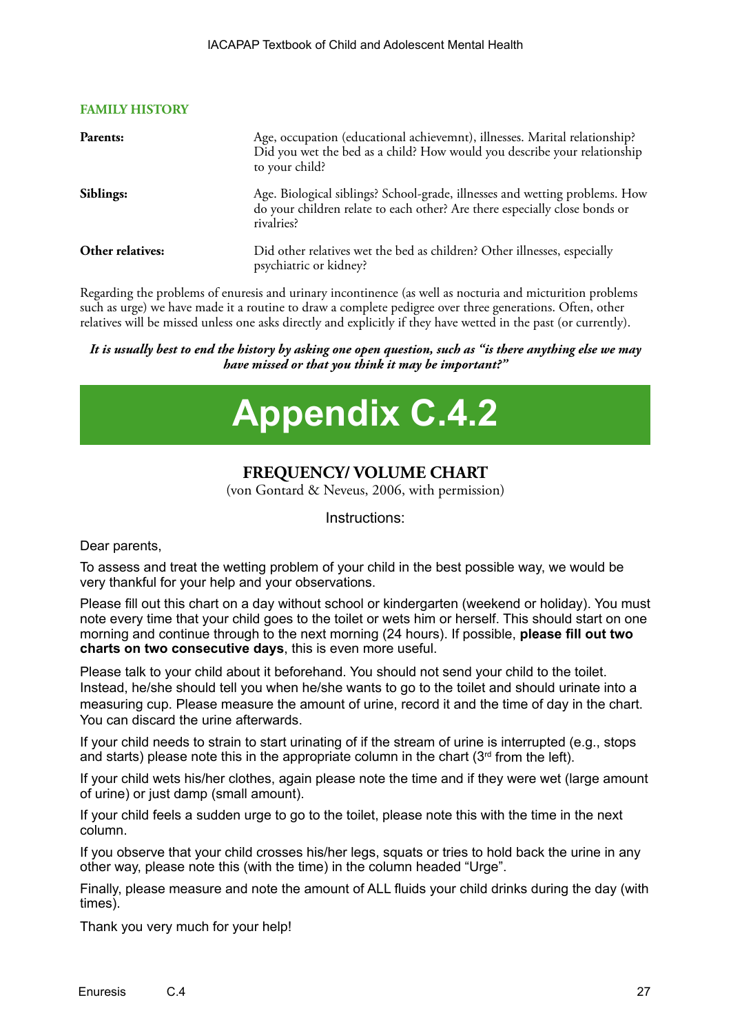**FAMILY HISTORY**

| | |
|---|---|
| **Parents:** | Age, occupation (educational achievemnt), illnesses. Marital relationship? Did you wet the bed as a child? How would you describe your relationship to your child? |
| **Siblings:** | Age. Biological siblings? School-grade, illnesses and wetting problems. How do your children relate to each other? Are there especially close bonds or rivalries? |
| **Other relatives:** | Did other relatives wet the bed as children? Other illnesses, especially psychiatric or kidney? |

Regarding the problems of enuresis and urinary incontinence (as well as nocturia and micturition problems such as urge) we have made it a routine to draw a complete pedigree over three generations. Often, other relatives will be missed unless one asks directly and explicitly if they have wetted in the past (or currently).

***It is usually best to end the history by asking one open question, such as "is there anything else we may have missed or that you think it may be important?"***

# Appendix C.4.2

## FREQUENCY/ VOLUME CHART

(von Gontard & Neveus, 2006, with permission)

Instructions:

Dear parents,

To assess and treat the wetting problem of your child in the best possible way, we would be very thankful for your help and your observations.

Please fill out this chart on a day without school or kindergarten (weekend or holiday). You must note every time that your child goes to the toilet or wets him or herself. This should start on one morning and continue through to the next morning (24 hours). If possible, **please fill out two charts on two consecutive days**, this is even more useful.

Please talk to your child about it beforehand. You should not send your child to the toilet. Instead, he/she should tell you when he/she wants to go to the toilet and should urinate into a measuring cup. Please measure the amount of urine, record it and the time of day in the chart. You can discard the urine afterwards.

If your child needs to strain to start urinating of if the stream of urine is interrupted (e.g., stops and starts) please note this in the appropriate column in the chart (3rd from the left).

If your child wets his/her clothes, again please note the time and if they were wet (large amount of urine) or just damp (small amount).

If your child feels a sudden urge to go to the toilet, please note this with the time in the next column.

If you observe that your child crosses his/her legs, squats or tries to hold back the urine in any other way, please note this (with the time) in the column headed "Urge".

Finally, please measure and note the amount of ALL fluids your child drinks during the day (with times).

Thank you very much for your help!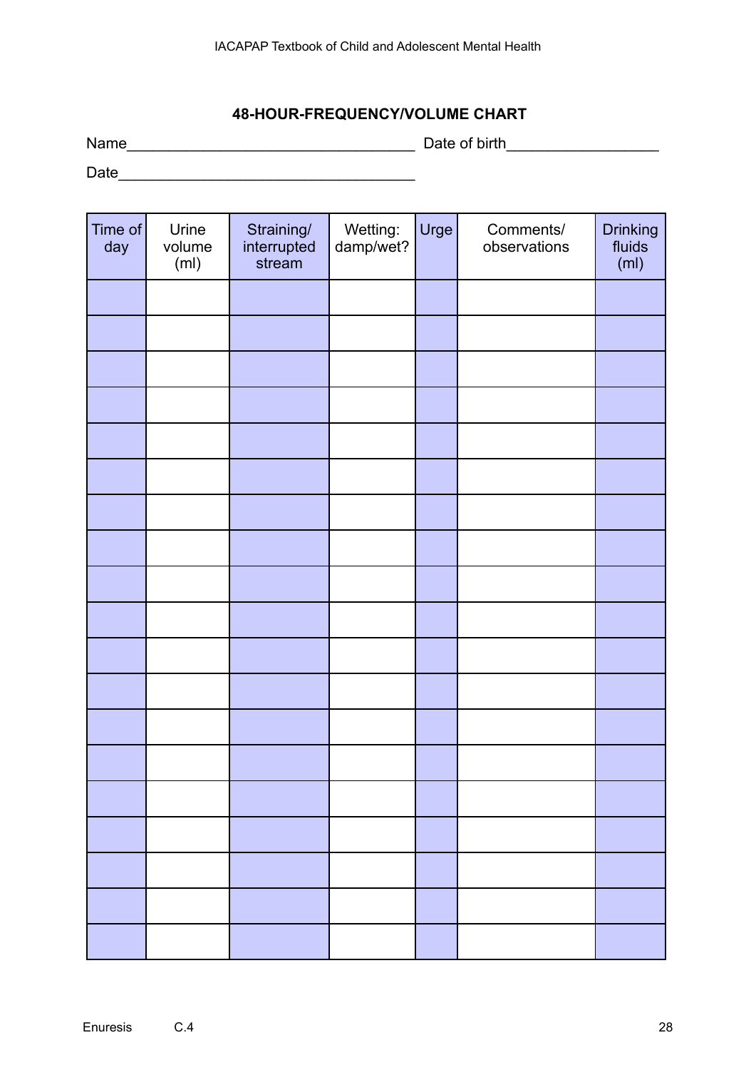## 48-HOUR-FREQUENCY/VOLUME CHART

Name___________________________________ Date of birth__________________

Date___________________________________

| Time of day | Urine volume (ml) | Straining/ interrupted stream | Wetting: damp/wet? | Urge | Comments/ observations | Drinking fluids (ml) |
|---|---|---|---|---|---|---|
| | | | | | | |
| | | | | | | |
| | | | | | | |
| | | | | | | |
| | | | | | | |
| | | | | | | |
| | | | | | | |
| | | | | | | |
| | | | | | | |
| | | | | | | |
| | | | | | | |
| | | | | | | |
| | | | | | | |
| | | | | | | |
| | | | | | | |
| | | | | | | |
| | | | | | | |
| | | | | | | |
| | | | | | | |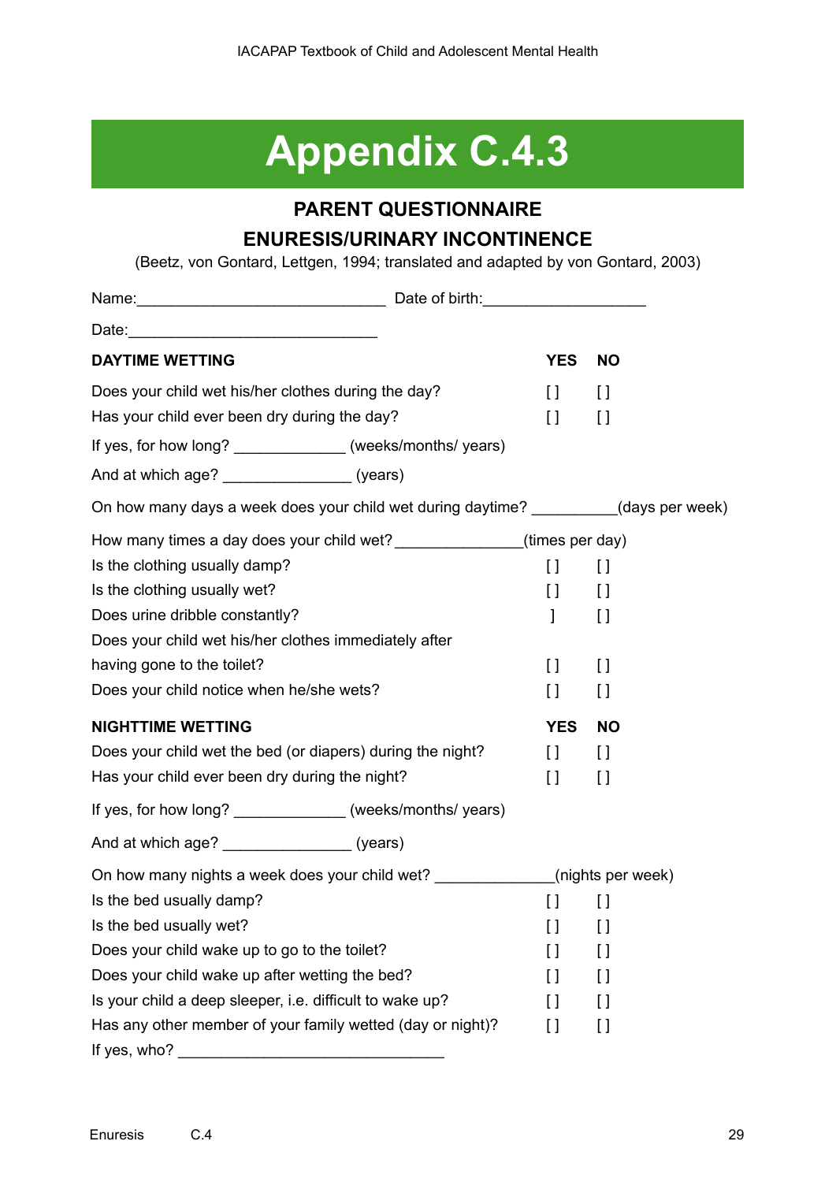# Appendix C.4.3

## PARENT QUESTIONNAIRE

## ENURESIS/URINARY INCONTINENCE

(Beetz, von Gontard, Lettgen, 1994; translated and adapted by von Gontard, 2003)

Name:_____________________________ Date of birth:___________________

Date:_____________________________

| DAYTIME WETTING | YES | NO |
|---|---|---|
| Does your child wet his/her clothes during the day? | [ ] | [ ] |
| Has your child ever been dry during the day? | [ ] | [ ] |

If yes, for how long? _____________ (weeks/months/ years)

And at which age? _______________ (years)

On how many days a week does your child wet during daytime? __________(days per week)

How many times a day does your child wet?_______________(times per day)

| | | |
|---|---|---|
| Is the clothing usually damp? | [ ] | [ ] |
| Is the clothing usually wet? | [ ] | [ ] |
| Does urine dribble constantly? | ] | [ ] |
| Does your child wet his/her clothes immediately after having gone to the toilet? | [ ] | [ ] |
| Does your child notice when he/she wets? | [ ] | [ ] |

| NIGHTTIME WETTING | YES | NO |
|---|---|---|
| Does your child wet the bed (or diapers) during the night? | [ ] | [ ] |
| Has your child ever been dry during the night? | [ ] | [ ] |

If yes, for how long? _____________ (weeks/months/ years)

And at which age? _______________ (years)

On how many nights a week does your child wet? ______________(nights per week)

| | | |
|---|---|---|
| Is the bed usually damp? | [ ] | [ ] |
| Is the bed usually wet? | [ ] | [ ] |
| Does your child wake up to go to the toilet? | [ ] | [ ] |
| Does your child wake up after wetting the bed? | [ ] | [ ] |
| Is your child a deep sleeper, i.e. difficult to wake up? | [ ] | [ ] |
| Has any other member of your family wetted (day or night)? | [ ] | [ ] |

If yes, who? ________________________________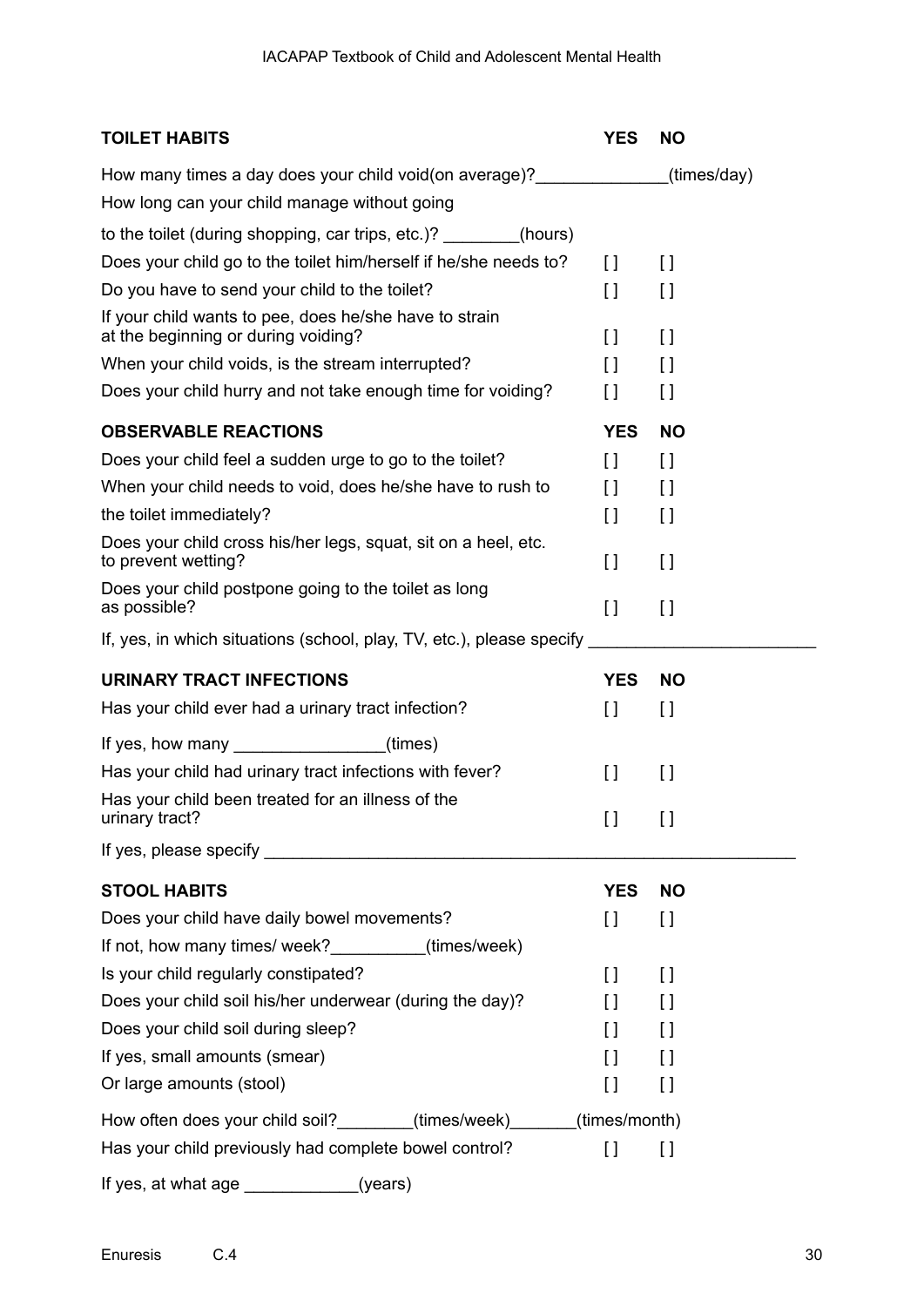| TOILET HABITS | YES | NO |
|---|---|---|
| How many times a day does your child void(on average)?______________(times/day) | | |
| How long can your child manage without going to the toilet (during shopping, car trips, etc.)? ________(hours) | | |
| Does your child go to the toilet him/herself if he/she needs to? | [ ] | [ ] |
| Do you have to send your child to the toilet? | [ ] | [ ] |
| If your child wants to pee, does he/she have to strain at the beginning or during voiding? | [ ] | [ ] |
| When your child voids, is the stream interrupted? | [ ] | [ ] |
| Does your child hurry and not take enough time for voiding? | [ ] | [ ] |

| OBSERVABLE REACTIONS | YES | NO |
|---|---|---|
| Does your child feel a sudden urge to go to the toilet? | [ ] | [ ] |
| When your child needs to void, does he/she have to rush to | [ ] | [ ] |
| the toilet immediately? | [ ] | [ ] |
| Does your child cross his/her legs, squat, sit on a heel, etc. to prevent wetting? | [ ] | [ ] |
| Does your child postpone going to the toilet as long as possible? | [ ] | [ ] |
| If, yes, in which situations (school, play, TV, etc.), please specify ________________________ | | |

| URINARY TRACT INFECTIONS | YES | NO |
|---|---|---|
| Has your child ever had a urinary tract infection? | [ ] | [ ] |
| If yes, how many ________________(times) | | |
| Has your child had urinary tract infections with fever? | [ ] | [ ] |
| Has your child been treated for an illness of the urinary tract? | [ ] | [ ] |
| If yes, please specify ________________________________________________________ | | |

| STOOL HABITS | YES | NO |
|---|---|---|
| Does your child have daily bowel movements? | [ ] | [ ] |
| If not, how many times/ week?__________(times/week) | | |
| Is your child regularly constipated? | [ ] | [ ] |
| Does your child soil his/her underwear (during the day)? | [ ] | [ ] |
| Does your child soil during sleep? | [ ] | [ ] |
| If yes, small amounts (smear) | [ ] | [ ] |
| Or large amounts (stool) | [ ] | [ ] |
| How often does your child soil?________(times/week)_______(times/month) | | |
| Has your child previously had complete bowel control? | [ ] | [ ] |
| If yes, at what age ____________(years) | | |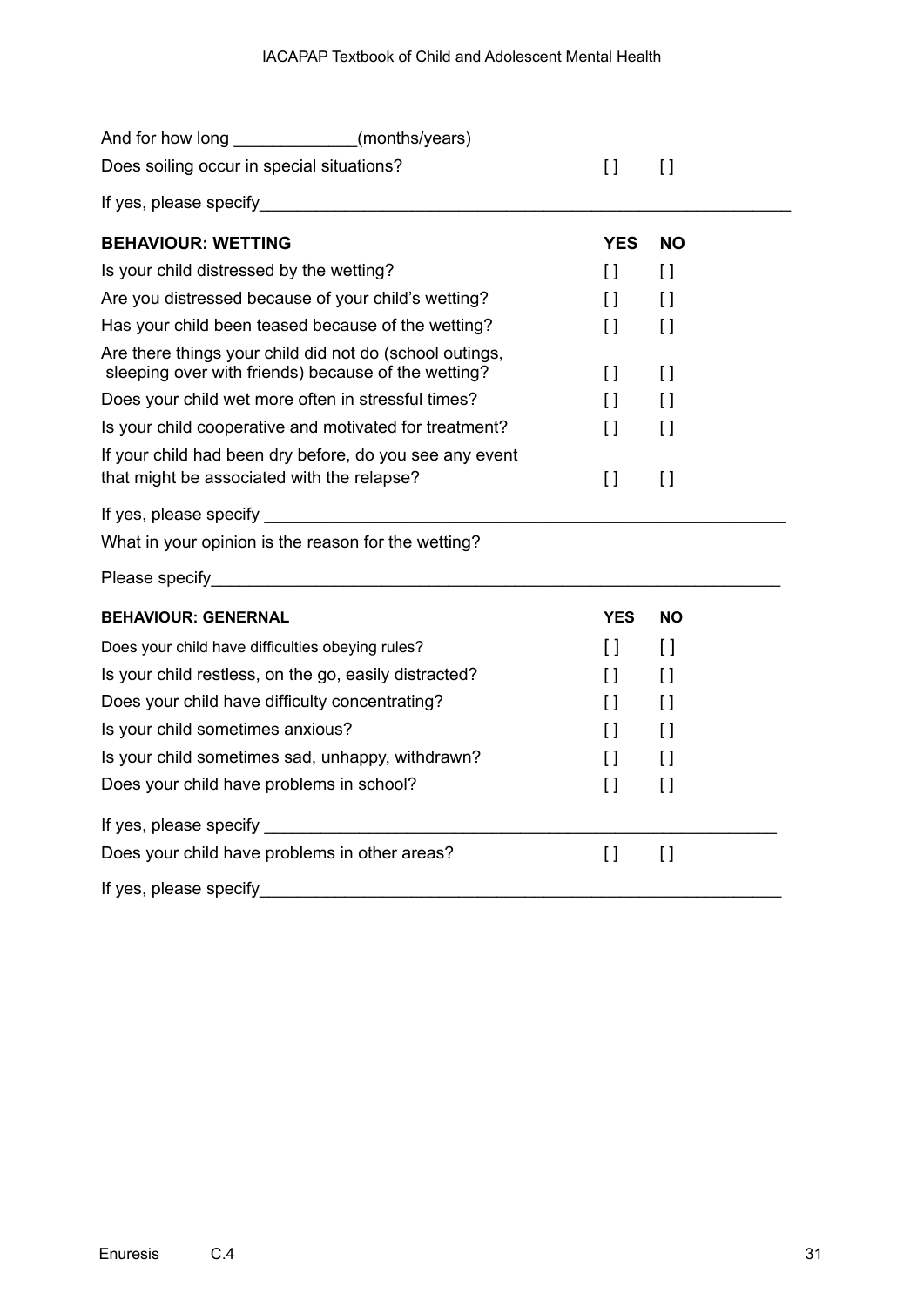| | | |
|---|---|---|
| And for how long _____________(months/years) | | |
| Does soiling occur in special situations? | [ ] | [ ] |
| If yes, please specify________________________________________________ | | |

| **BEHAVIOUR: WETTING** | **YES** | **NO** |
|---|---|---|
| Is your child distressed by the wetting? | [ ] | [ ] |
| Are you distressed because of your child's wetting? | [ ] | [ ] |
| Has your child been teased because of the wetting? | [ ] | [ ] |
| Are there things your child did not do (school outings, sleeping over with friends) because of the wetting? | [ ] | [ ] |
| Does your child wet more often in stressful times? | [ ] | [ ] |
| Is your child cooperative and motivated for treatment? | [ ] | [ ] |
| If your child had been dry before, do you see any event that might be associated with the relapse? | [ ] | [ ] |

If yes, please specify ________________________________________________

What in your opinion is the reason for the wetting?

Please specify________________________________________________

| **BEHAVIOUR: GENERNAL** | **YES** | **NO** |
|---|---|---|
| Does your child have difficulties obeying rules? | [ ] | [ ] |
| Is your child restless, on the go, easily distracted? | [ ] | [ ] |
| Does your child have difficulty concentrating? | [ ] | [ ] |
| Is your child sometimes anxious? | [ ] | [ ] |
| Is your child sometimes sad, unhappy, withdrawn? | [ ] | [ ] |
| Does your child have problems in school? | [ ] | [ ] |

If yes, please specify ________________________________________________

| | | |
|---|---|---|
| Does your child have problems in other areas? | [ ] | [ ] |

If yes, please specify________________________________________________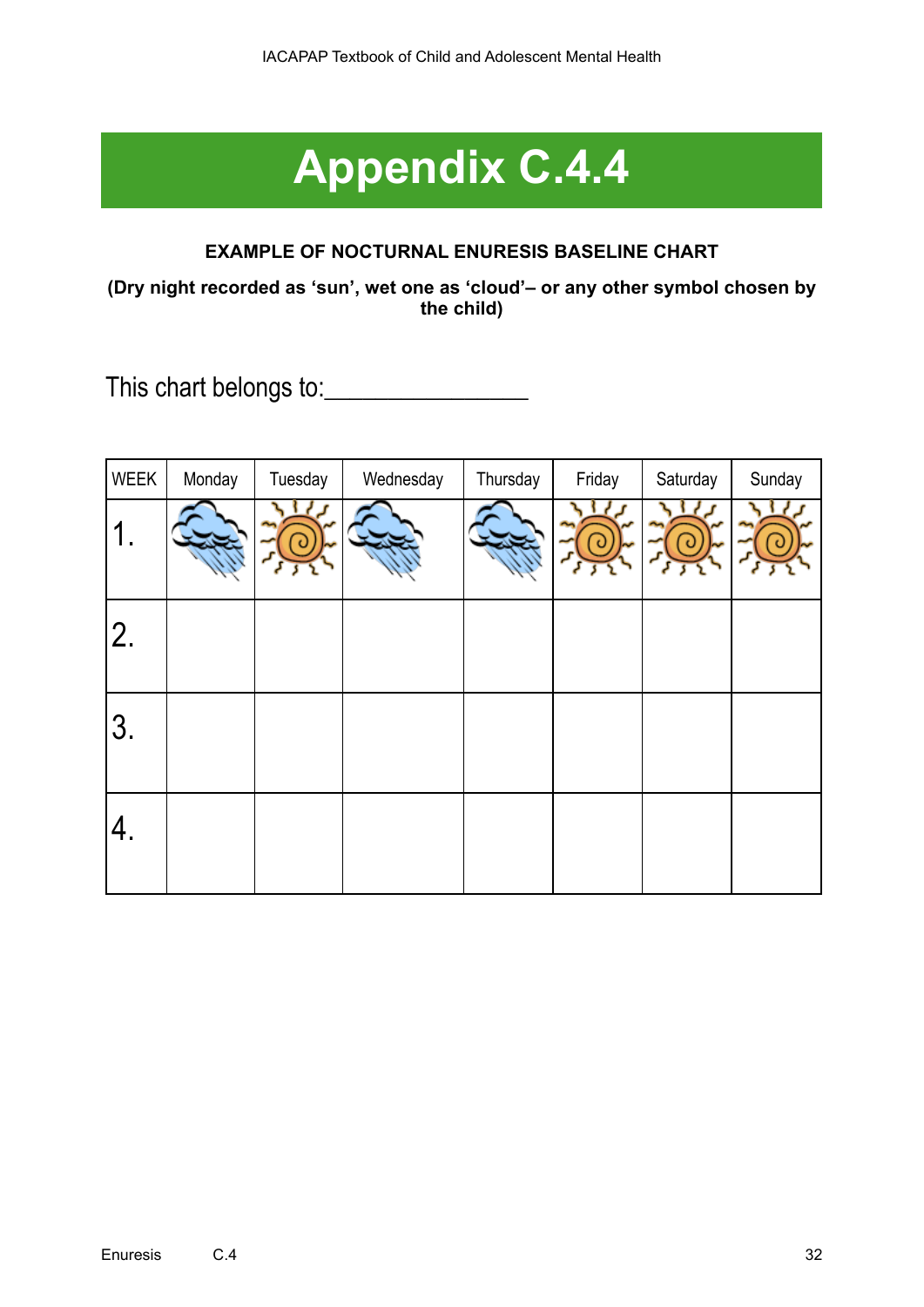# Appendix C.4.4

**EXAMPLE OF NOCTURNAL ENURESIS BASELINE CHART**

**(Dry night recorded as 'sun', wet one as 'cloud'– or any other symbol chosen by the child)**

This chart belongs to:________________

| WEEK | Monday | Tuesday | Wednesday | Thursday | Friday | Saturday | Sunday |
|---|---|---|---|---|---|---|---|
| 1. | cloud | sun | cloud | cloud | sun | sun | sun |
| 2. | | | | | | | |
| 3. | | | | | | | |
| 4. | | | | | | | |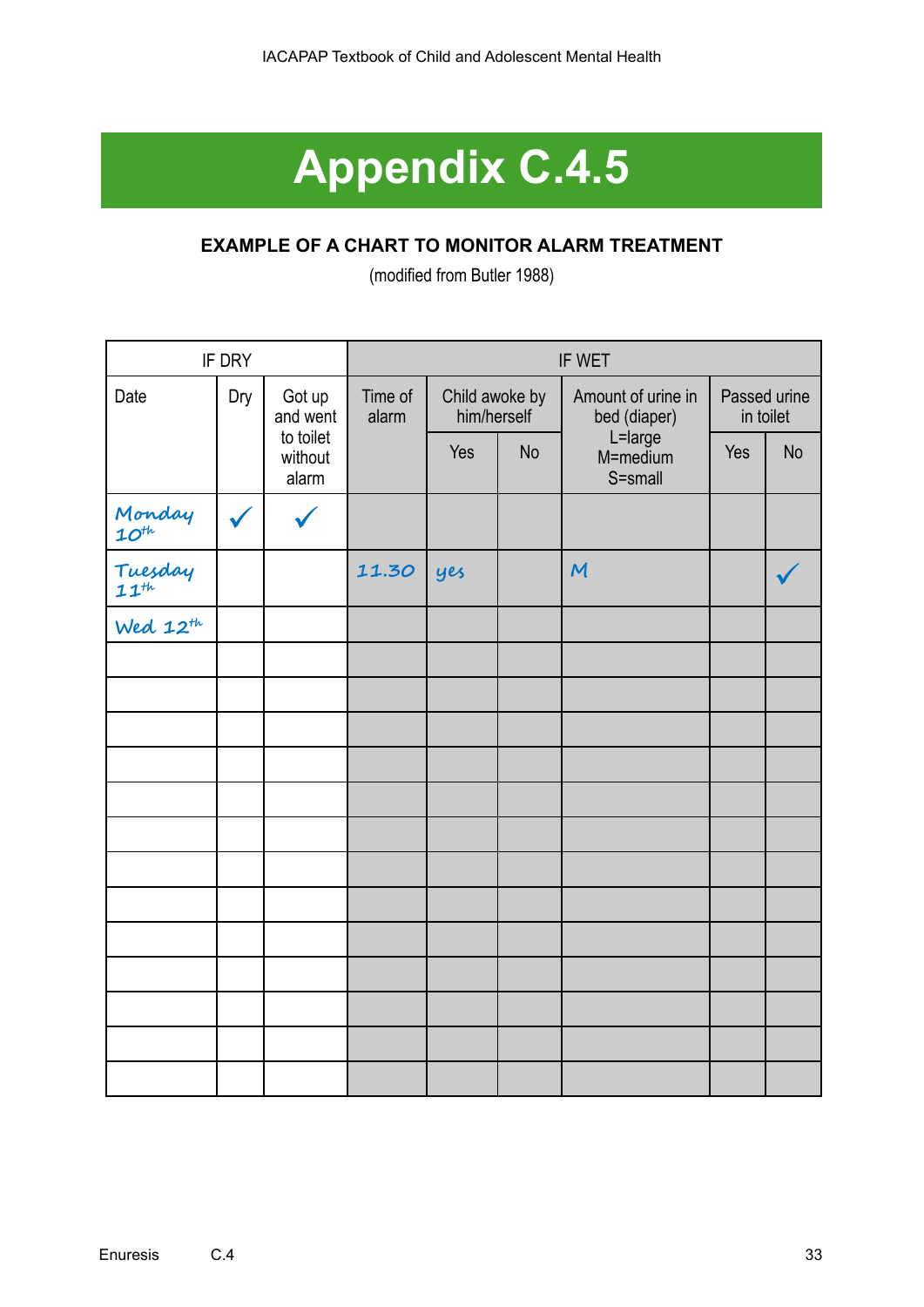# Appendix C.4.5

**EXAMPLE OF A CHART TO MONITOR ALARM TREATMENT**

(modified from Butler 1988)

| IF DRY | | | IF WET | | | | | |
|---|---|---|---|---|---|---|---|---|
| Date | Dry | Got up and went to toilet without alarm | Time of alarm | Child awoke by him/herself | | Amount of urine in bed (diaper) L=large M=medium S=small | Passed urine in toilet | |
| | | | | Yes | No | | Yes | No |
| Monday 10th | ✓ | ✓ | | | | | | |
| Tuesday 11th | | | 11.30 | yes | | M | | ✓ |
| Wed 12th | | | | | | | | |
| | | | | | | | | |
| | | | | | | | | |
| | | | | | | | | |
| | | | | | | | | |
| | | | | | | | | |
| | | | | | | | | |
| | | | | | | | | |
| | | | | | | | | |
| | | | | | | | | |
| | | | | | | | | |
| | | | | | | | | |
| | | | | | | | | |
| | | | | | | | | |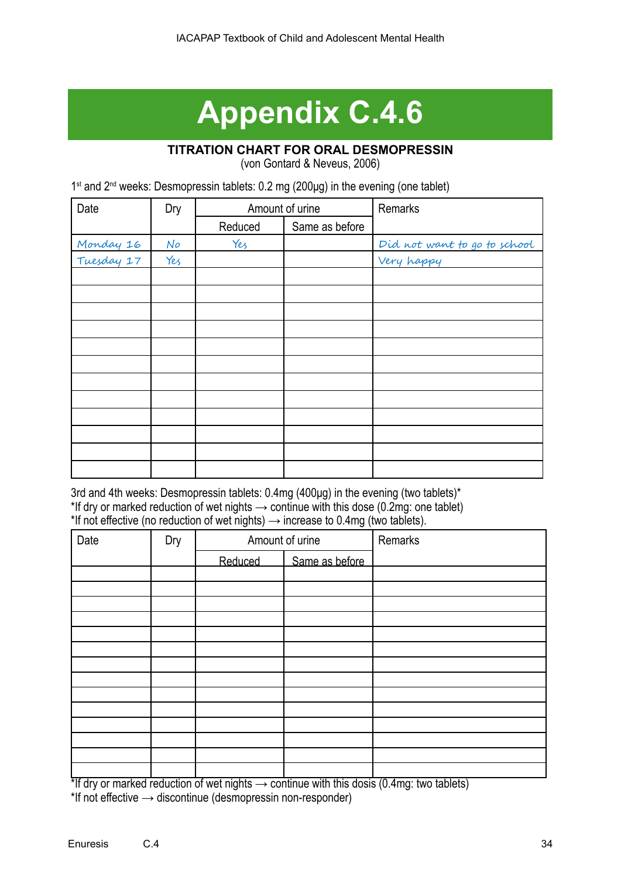# Appendix C.4.6

**TITRATION CHART FOR ORAL DESMOPRESSIN**
(von Gontard & Neveus, 2006)

1st and 2nd weeks: Desmopressin tablets: 0.2 mg (200µg) in the evening (one tablet)

| Date | Dry | Amount of urine | | Remarks |
|---|---|---|---|---|
| | | Reduced | Same as before | |
| Monday 16 | No | Yes | | Did not want to go to school |
| Tuesday 17 | Yes | | | Very happy |
| | | | | |
| | | | | |
| | | | | |
| | | | | |
| | | | | |
| | | | | |
| | | | | |
| | | | | |
| | | | | |
| | | | | |
| | | | | |
| | | | | |

3rd and 4th weeks: Desmopressin tablets: 0.4mg (400µg) in the evening (two tablets)*
*If dry or marked reduction of wet nights → continue with this dose (0.2mg: one tablet)
*If not effective (no reduction of wet nights) → increase to 0.4mg (two tablets).

| Date | Dry | Amount of urine | | Remarks |
|---|---|---|---|---|
| | | Reduced | Same as before | |
| | | | | |
| | | | | |
| | | | | |
| | | | | |
| | | | | |
| | | | | |
| | | | | |
| | | | | |
| | | | | |
| | | | | |
| | | | | |
| | | | | |
| | | | | |
| | | | | |

*If dry or marked reduction of wet nights → continue with this dosis (0.4mg: two tablets)
*If not effective → discontinue (desmopressin non-responder)